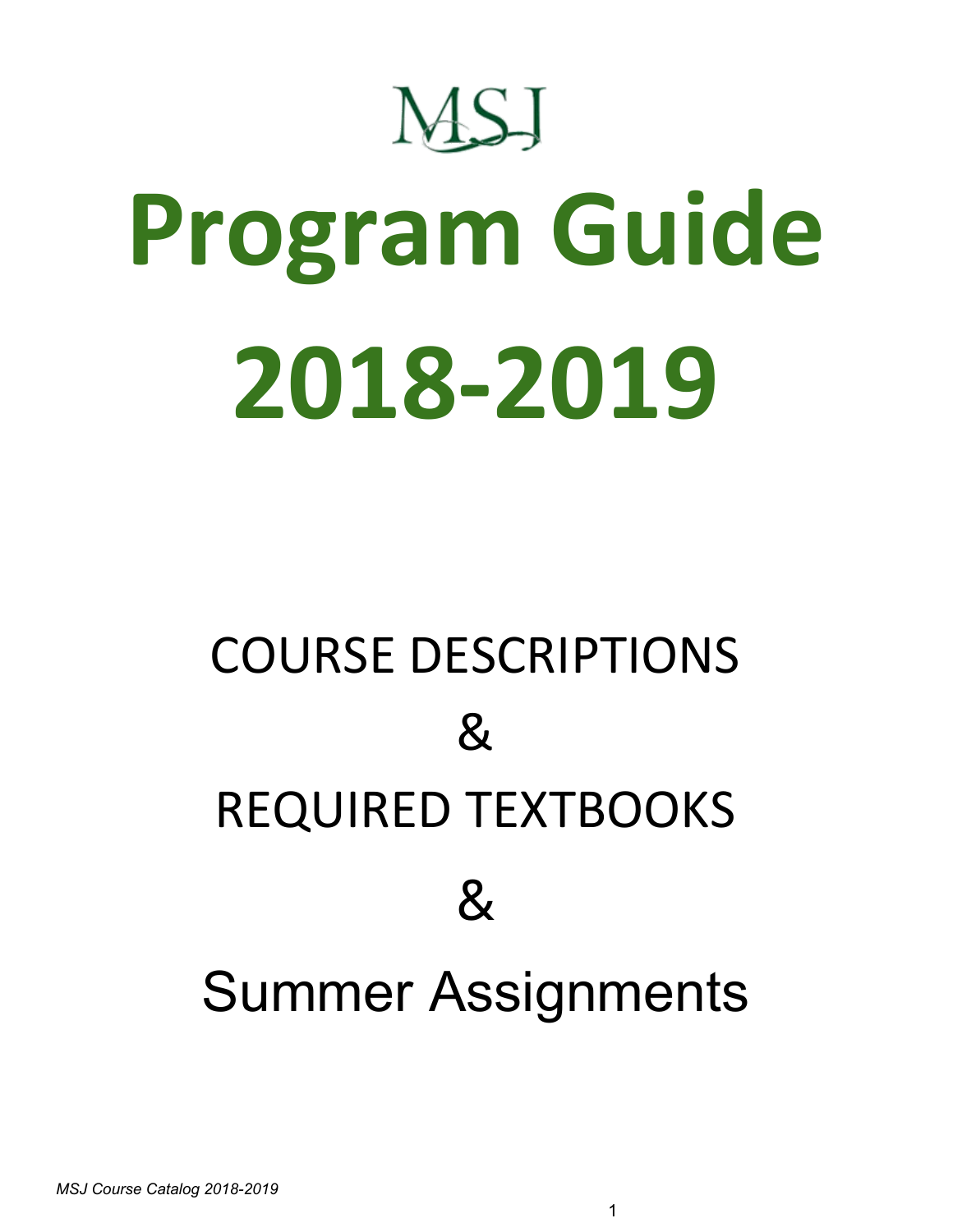MSJ

# Program Guide 2018-2019

COURSE DESCRIPTIONS

&

REQUIRED TEXTBOOKS

&

Summer Assignments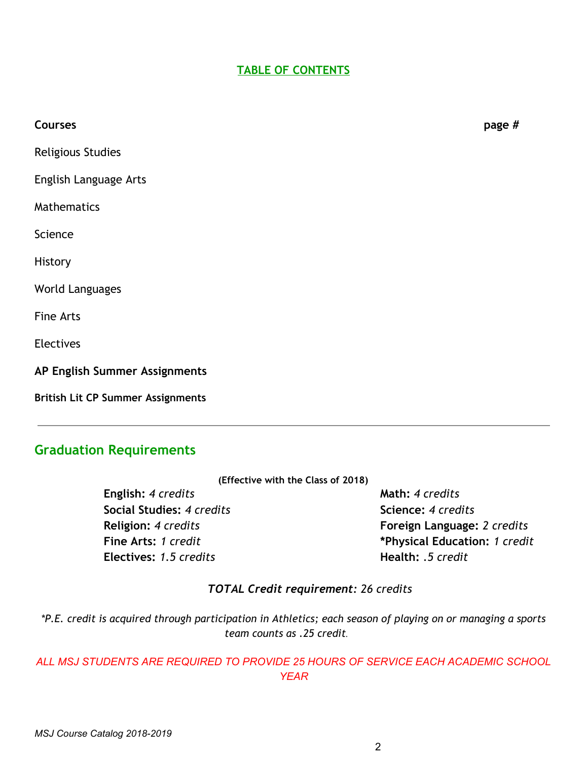## TABLE OF CONTENTS

| Courses | page # |
|---|---|
| Religious Studies | |
| English Language Arts | |
| Mathematics | |
| Science | |
| History | |
| World Languages | |
| Fine Arts | |
| Electives | |
| **AP English Summer Assignments** | |
| **British Lit CP Summer Assignments** | |

---

## Graduation Requirements

**(Effective with the Class of 2018)**

**English:** *4 credits*
**Social Studies:** *4 credits*
**Religion:** *4 credits*
**Fine Arts:** *1 credit*
**Electives:** *1.5 credits*
**Math:** *4 credits*
**Science:** *4 credits*
**Foreign Language:** *2 credits*
***Physical Education:** *1 credit*
**Health:** *.5 credit*

***TOTAL Credit requirement:*** *26 credits*

**P.E. credit is acquired through participation in Athletics; each season of playing on or managing a sports team counts as .25 credit.*

*ALL MSJ STUDENTS ARE REQUIRED TO PROVIDE 25 HOURS OF SERVICE EACH ACADEMIC SCHOOL YEAR*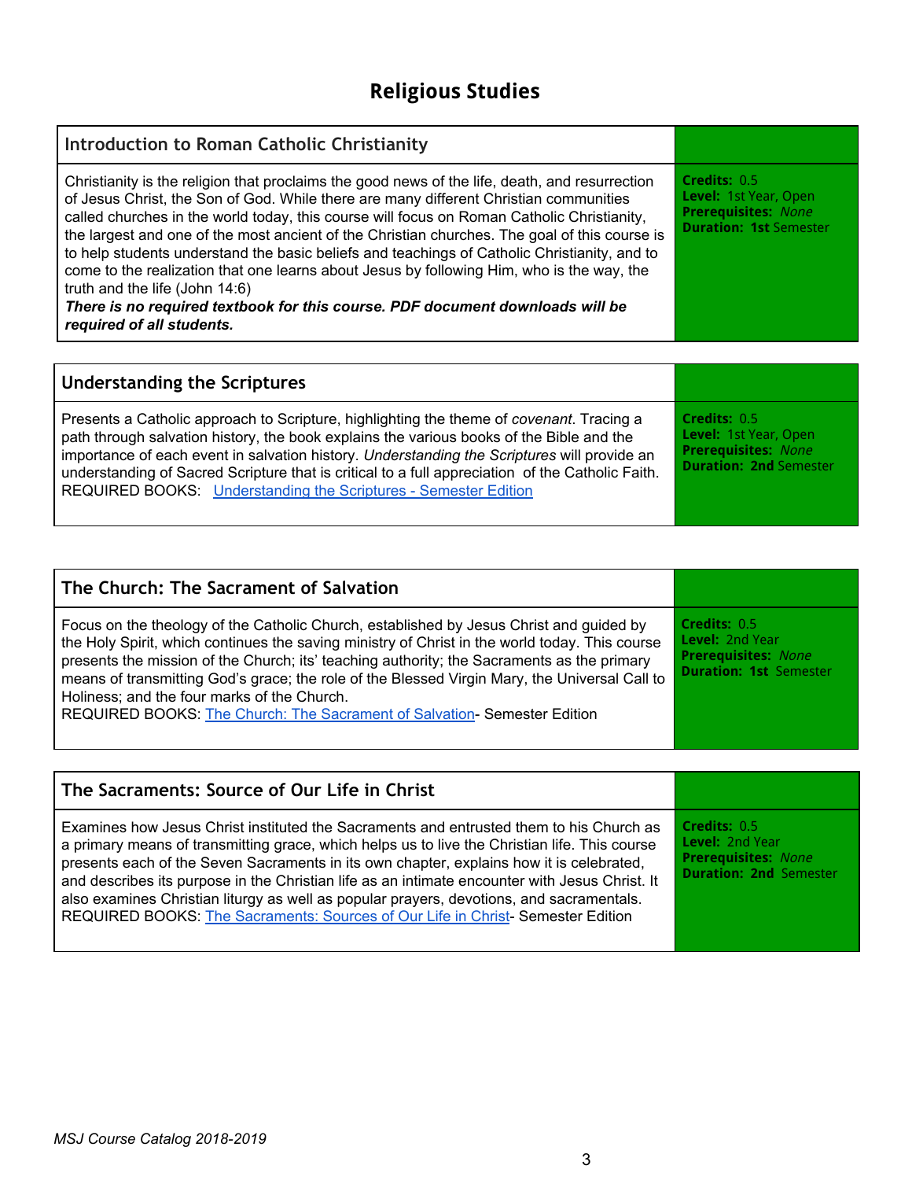# Religious Studies

| Introduction to Roman Catholic Christianity | |
|---|---|
| Christianity is the religion that proclaims the good news of the life, death, and resurrection of Jesus Christ, the Son of God. While there are many different Christian communities called churches in the world today, this course will focus on Roman Catholic Christianity, the largest and one of the most ancient of the Christian churches. The goal of this course is to help students understand the basic beliefs and teachings of Catholic Christianity, and to come to the realization that one learns about Jesus by following Him, who is the way, the truth and the life (John 14:6)<br>***There is no required textbook for this course. PDF document downloads will be required of all students.*** | **Credits:** 0.5<br>**Level:** 1st Year, Open<br>**Prerequisites:** *None*<br>**Duration:** **1st** Semester |

| Understanding the Scriptures | |
|---|---|
| Presents a Catholic approach to Scripture, highlighting the theme of *covenant*. Tracing a path through salvation history, the book explains the various books of the Bible and the importance of each event in salvation history. *Understanding the Scriptures* will provide an understanding of Sacred Scripture that is critical to a full appreciation of the Catholic Faith.<br>REQUIRED BOOKS: Understanding the Scriptures - Semester Edition | **Credits:** 0.5<br>**Level:** 1st Year, Open<br>**Prerequisites:** *None*<br>**Duration:** **2nd** Semester |

| The Church: The Sacrament of Salvation | |
|---|---|
| Focus on the theology of the Catholic Church, established by Jesus Christ and guided by the Holy Spirit, which continues the saving ministry of Christ in the world today. This course presents the mission of the Church; its' teaching authority; the Sacraments as the primary means of transmitting God's grace; the role of the Blessed Virgin Mary, the Universal Call to Holiness; and the four marks of the Church.<br>REQUIRED BOOKS: The Church: The Sacrament of Salvation- Semester Edition | **Credits:** 0.5<br>**Level:** 2nd Year<br>**Prerequisites:** *None*<br>**Duration:** **1st** Semester |

| The Sacraments: Source of Our Life in Christ | |
|---|---|
| Examines how Jesus Christ instituted the Sacraments and entrusted them to his Church as a primary means of transmitting grace, which helps us to live the Christian life. This course presents each of the Seven Sacraments in its own chapter, explains how it is celebrated, and describes its purpose in the Christian life as an intimate encounter with Jesus Christ. It also examines Christian liturgy as well as popular prayers, devotions, and sacramentals.<br>REQUIRED BOOKS: The Sacraments: Sources of Our Life in Christ- Semester Edition | **Credits:** 0.5<br>**Level:** 2nd Year<br>**Prerequisites:** *None*<br>**Duration:** **2nd** Semester |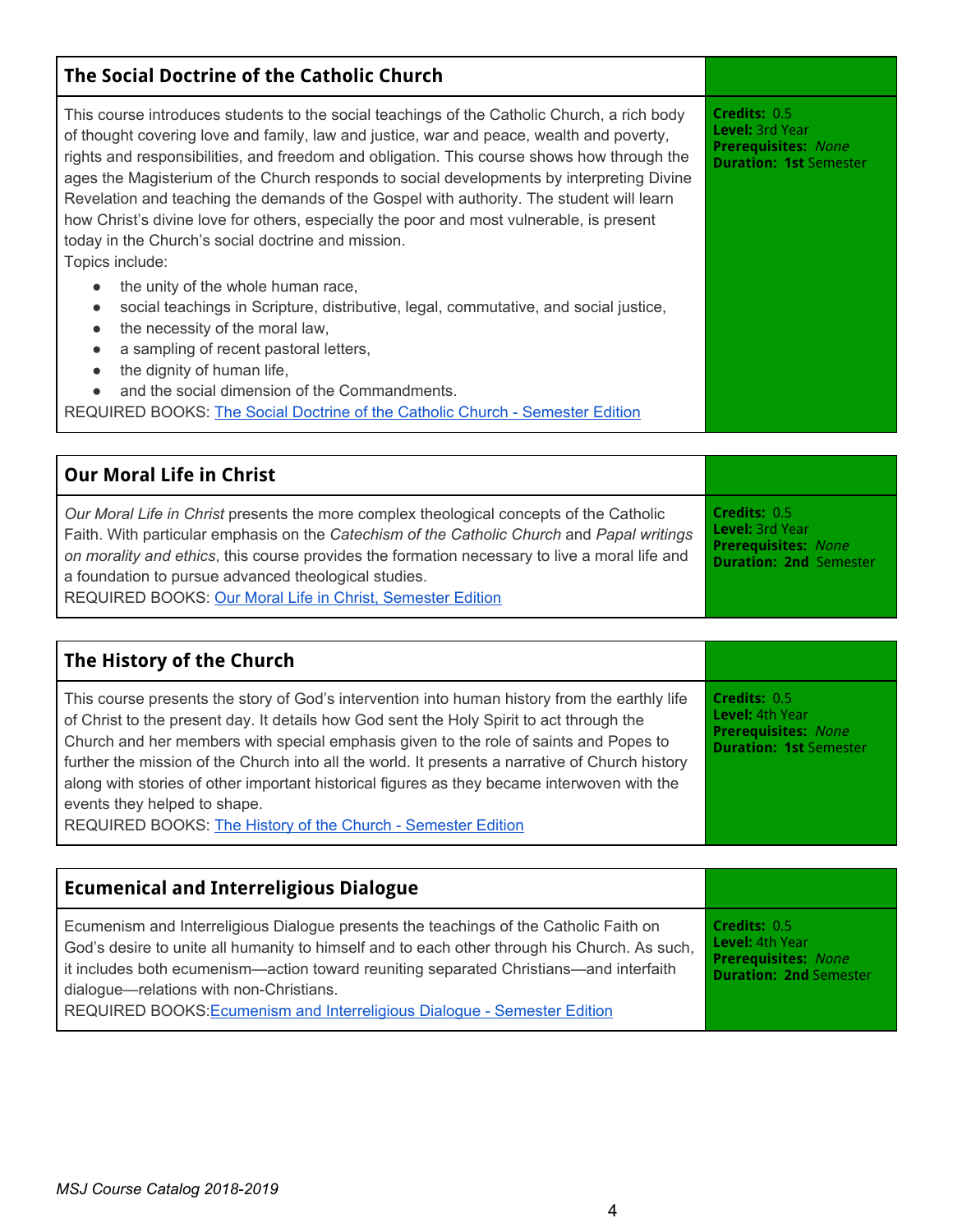## The Social Doctrine of the Catholic Church

This course introduces students to the social teachings of the Catholic Church, a rich body of thought covering love and family, law and justice, war and peace, wealth and poverty, rights and responsibilities, and freedom and obligation. This course shows how through the ages the Magisterium of the Church responds to social developments by interpreting Divine Revelation and teaching the demands of the Gospel with authority. The student will learn how Christ's divine love for others, especially the poor and most vulnerable, is present today in the Church's social doctrine and mission.

Topics include:

- the unity of the whole human race,
- social teachings in Scripture, distributive, legal, commutative, and social justice,
- the necessity of the moral law,
- a sampling of recent pastoral letters,
- the dignity of human life,
- and the social dimension of the Commandments.

REQUIRED BOOKS: The Social Doctrine of the Catholic Church - Semester Edition

**Credits:** 0.5
**Level:** 3rd Year
**Prerequisites:** *None*
**Duration:** **1st** Semester

## Our Moral Life in Christ

*Our Moral Life in Christ* presents the more complex theological concepts of the Catholic Faith. With particular emphasis on the *Catechism of the Catholic Church* and *Papal writings on morality and ethics*, this course provides the formation necessary to live a moral life and a foundation to pursue advanced theological studies.

REQUIRED BOOKS: Our Moral Life in Christ, Semester Edition

**Credits:** 0.5
**Level:** 3rd Year
**Prerequisites:** *None*
**Duration:** **2nd** Semester

## The History of the Church

This course presents the story of God's intervention into human history from the earthly life of Christ to the present day. It details how God sent the Holy Spirit to act through the Church and her members with special emphasis given to the role of saints and Popes to further the mission of the Church into all the world. It presents a narrative of Church history along with stories of other important historical figures as they became interwoven with the events they helped to shape.

REQUIRED BOOKS: The History of the Church - Semester Edition

**Credits:** 0.5
**Level:** 4th Year
**Prerequisites:** *None*
**Duration:** **1st** Semester

## Ecumenical and Interreligious Dialogue

Ecumenism and Interreligious Dialogue presents the teachings of the Catholic Faith on God's desire to unite all humanity to himself and to each other through his Church. As such, it includes both ecumenism—action toward reuniting separated Christians—and interfaith dialogue—relations with non-Christians.

REQUIRED BOOKS: Ecumenism and Interreligious Dialogue - Semester Edition

**Credits:** 0.5
**Level:** 4th Year
**Prerequisites:** *None*
**Duration:** **2nd** Semester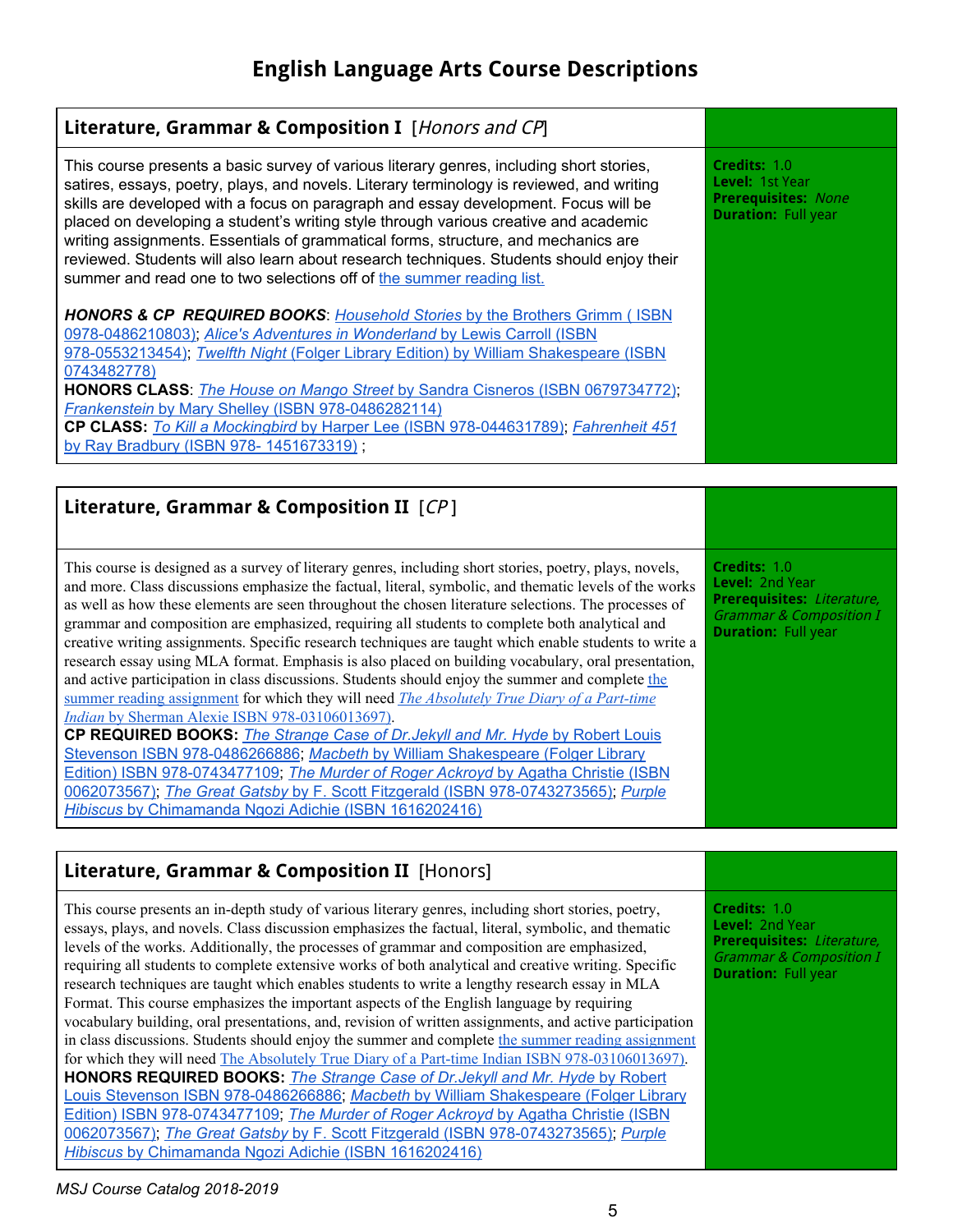# English Language Arts Course Descriptions

## Literature, Grammar & Composition I [*Honors and CP*]

**Credits:** 1.0
**Level:** 1st Year
**Prerequisites:** *None*
**Duration:** Full year

This course presents a basic survey of various literary genres, including short stories, satires, essays, poetry, plays, and novels. Literary terminology is reviewed, and writing skills are developed with a focus on paragraph and essay development. Focus will be placed on developing a student's writing style through various creative and academic writing assignments. Essentials of grammatical forms, structure, and mechanics are reviewed. Students will also learn about research techniques. Students should enjoy their summer and read one to two selections off of the summer reading list.

***HONORS & CP REQUIRED BOOKS***: *Household Stories* by the Brothers Grimm ( ISBN 0978-0486210803); *Alice's Adventures in Wonderland* by Lewis Carroll (ISBN 978-0553213454); *Twelfth Night* (Folger Library Edition) by William Shakespeare (ISBN 0743482778)
**HONORS CLASS**: *The House on Mango Street* by Sandra Cisneros (ISBN 0679734772); *Frankenstein* by Mary Shelley (ISBN 978-0486282114)
**CP CLASS:** *To Kill a Mockingbird* by Harper Lee (ISBN 978-044631789); *Fahrenheit 451* by Ray Bradbury (ISBN 978- 1451673319) ;

## Literature, Grammar & Composition II [*CP* ]

**Credits:** 1.0
**Level:** 2nd Year
**Prerequisites:** *Literature, Grammar & Composition I*
**Duration:** Full year

This course is designed as a survey of literary genres, including short stories, poetry, plays, novels, and more. Class discussions emphasize the factual, literal, symbolic, and thematic levels of the works as well as how these elements are seen throughout the chosen literature selections. The processes of grammar and composition are emphasized, requiring all students to complete both analytical and creative writing assignments. Specific research techniques are taught which enable students to write a research essay using MLA format. Emphasis is also placed on building vocabulary, oral presentation, and active participation in class discussions. Students should enjoy the summer and complete the summer reading assignment for which they will need *The Absolutely True Diary of a Part-time Indian* by Sherman Alexie ISBN 978-03106013697).
**CP REQUIRED BOOKS:** *The Strange Case of Dr.Jekyll and Mr. Hyde* by Robert Louis Stevenson ISBN 978-0486266886; *Macbeth* by William Shakespeare (Folger Library Edition) ISBN 978-0743477109; *The Murder of Roger Ackroyd* by Agatha Christie (ISBN 0062073567); *The Great Gatsby* by F. Scott Fitzgerald (ISBN 978-0743273565); *Purple Hibiscus* by Chimamanda Ngozi Adichie (ISBN 1616202416)

## Literature, Grammar & Composition II [Honors]

**Credits:** 1.0
**Level:** 2nd Year
**Prerequisites:** *Literature, Grammar & Composition I*
**Duration:** Full year

This course presents an in-depth study of various literary genres, including short stories, poetry, essays, plays, and novels. Class discussion emphasizes the factual, literal, symbolic, and thematic levels of the works. Additionally, the processes of grammar and composition are emphasized, requiring all students to complete extensive works of both analytical and creative writing. Specific research techniques are taught which enables students to write a lengthy research essay in MLA Format. This course emphasizes the important aspects of the English language by requiring vocabulary building, oral presentations, and, revision of written assignments, and active participation in class discussions. Students should enjoy the summer and complete the summer reading assignment for which they will need The Absolutely True Diary of a Part-time Indian ISBN 978-03106013697).
**HONORS REQUIRED BOOKS:** *The Strange Case of Dr.Jekyll and Mr. Hyde* by Robert Louis Stevenson ISBN 978-0486266886; *Macbeth* by William Shakespeare (Folger Library Edition) ISBN 978-0743477109; *The Murder of Roger Ackroyd* by Agatha Christie (ISBN 0062073567); *The Great Gatsby* by F. Scott Fitzgerald (ISBN 978-0743273565); *Purple Hibiscus* by Chimamanda Ngozi Adichie (ISBN 1616202416)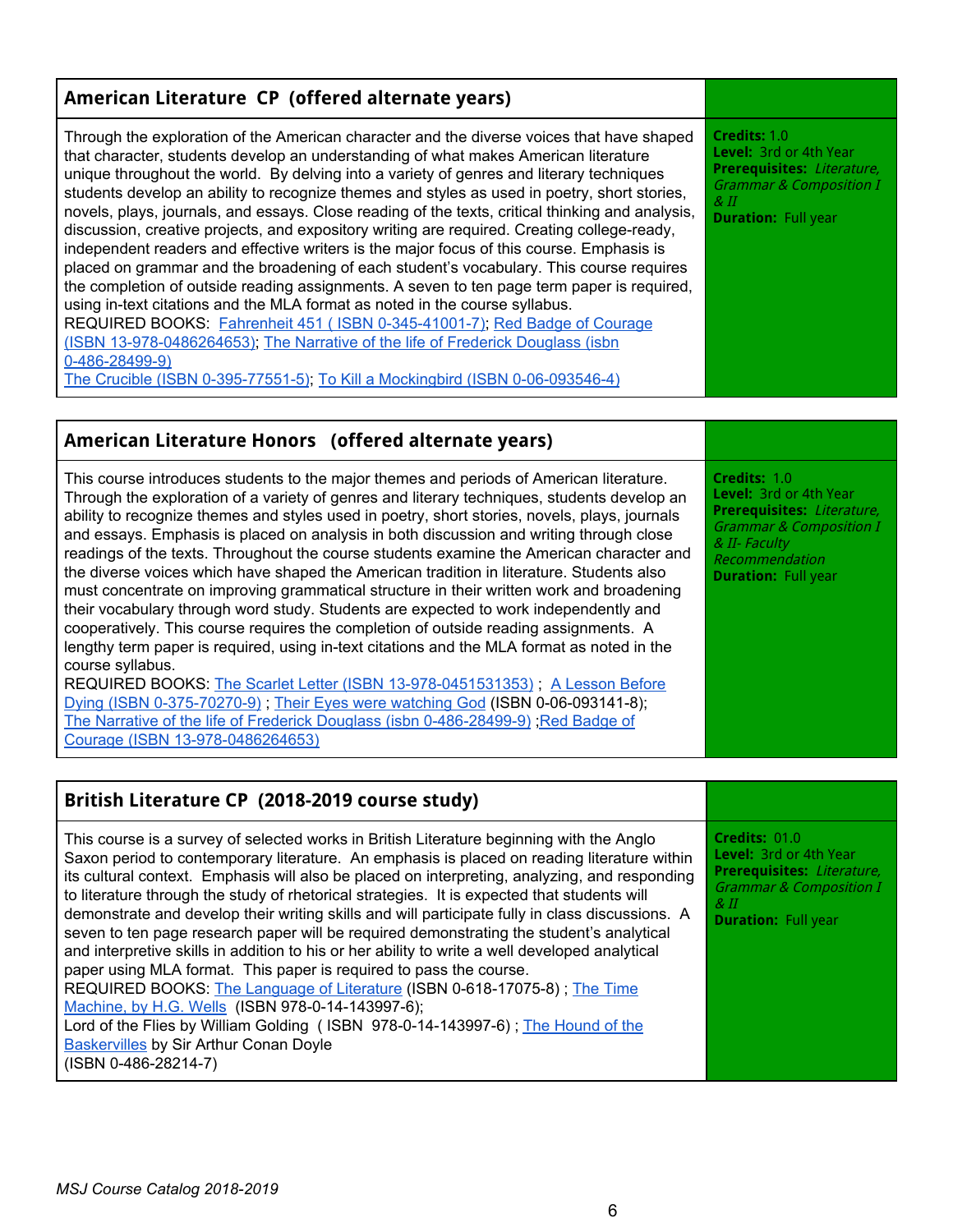## American Literature CP (offered alternate years)

Through the exploration of the American character and the diverse voices that have shaped that character, students develop an understanding of what makes American literature unique throughout the world. By delving into a variety of genres and literary techniques students develop an ability to recognize themes and styles as used in poetry, short stories, novels, plays, journals, and essays. Close reading of the texts, critical thinking and analysis, discussion, creative projects, and expository writing are required. Creating college-ready, independent readers and effective writers is the major focus of this course. Emphasis is placed on grammar and the broadening of each student's vocabulary. This course requires the completion of outside reading assignments. A seven to ten page term paper is required, using in-text citations and the MLA format as noted in the course syllabus.

REQUIRED BOOKS: Fahrenheit 451 ( ISBN 0-345-41001-7); Red Badge of Courage (ISBN 13-978-0486264653); The Narrative of the life of Frederick Douglass (isbn 0-486-28499-9)
The Crucible (ISBN 0-395-77551-5); To Kill a Mockingbird (ISBN 0-06-093546-4)

**Credits:** 1.0
**Level:** 3rd or 4th Year
**Prerequisites:** *Literature, Grammar & Composition I & II*
**Duration:** Full year

## American Literature Honors (offered alternate years)

This course introduces students to the major themes and periods of American literature. Through the exploration of a variety of genres and literary techniques, students develop an ability to recognize themes and styles used in poetry, short stories, novels, plays, journals and essays. Emphasis is placed on analysis in both discussion and writing through close readings of the texts. Throughout the course students examine the American character and the diverse voices which have shaped the American tradition in literature. Students also must concentrate on improving grammatical structure in their written work and broadening their vocabulary through word study. Students are expected to work independently and cooperatively. This course requires the completion of outside reading assignments. A lengthy term paper is required, using in-text citations and the MLA format as noted in the course syllabus.

REQUIRED BOOKS: The Scarlet Letter (ISBN 13-978-0451531353) ; A Lesson Before Dying (ISBN 0-375-70270-9) ; Their Eyes were watching God (ISBN 0-06-093141-8); The Narrative of the life of Frederick Douglass (isbn 0-486-28499-9) ;Red Badge of Courage (ISBN 13-978-0486264653)

**Credits:** 1.0
**Level:** 3rd or 4th Year
**Prerequisites:** *Literature, Grammar & Composition I & II- Faculty Recommendation*
**Duration:** Full year

## British Literature CP (2018-2019 course study)

This course is a survey of selected works in British Literature beginning with the Anglo Saxon period to contemporary literature. An emphasis is placed on reading literature within its cultural context. Emphasis will also be placed on interpreting, analyzing, and responding to literature through the study of rhetorical strategies. It is expected that students will demonstrate and develop their writing skills and will participate fully in class discussions. A seven to ten page research paper will be required demonstrating the student's analytical and interpretive skills in addition to his or her ability to write a well developed analytical paper using MLA format. This paper is required to pass the course.

REQUIRED BOOKS: The Language of Literature (ISBN 0-618-17075-8) ; The Time Machine, by H.G. Wells (ISBN 978-0-14-143997-6);
Lord of the Flies by William Golding ( ISBN 978-0-14-143997-6) ; The Hound of the Baskervilles by Sir Arthur Conan Doyle
(ISBN 0-486-28214-7)

**Credits:** 01.0
**Level:** 3rd or 4th Year
**Prerequisites:** *Literature, Grammar & Composition I & II*
**Duration:** Full year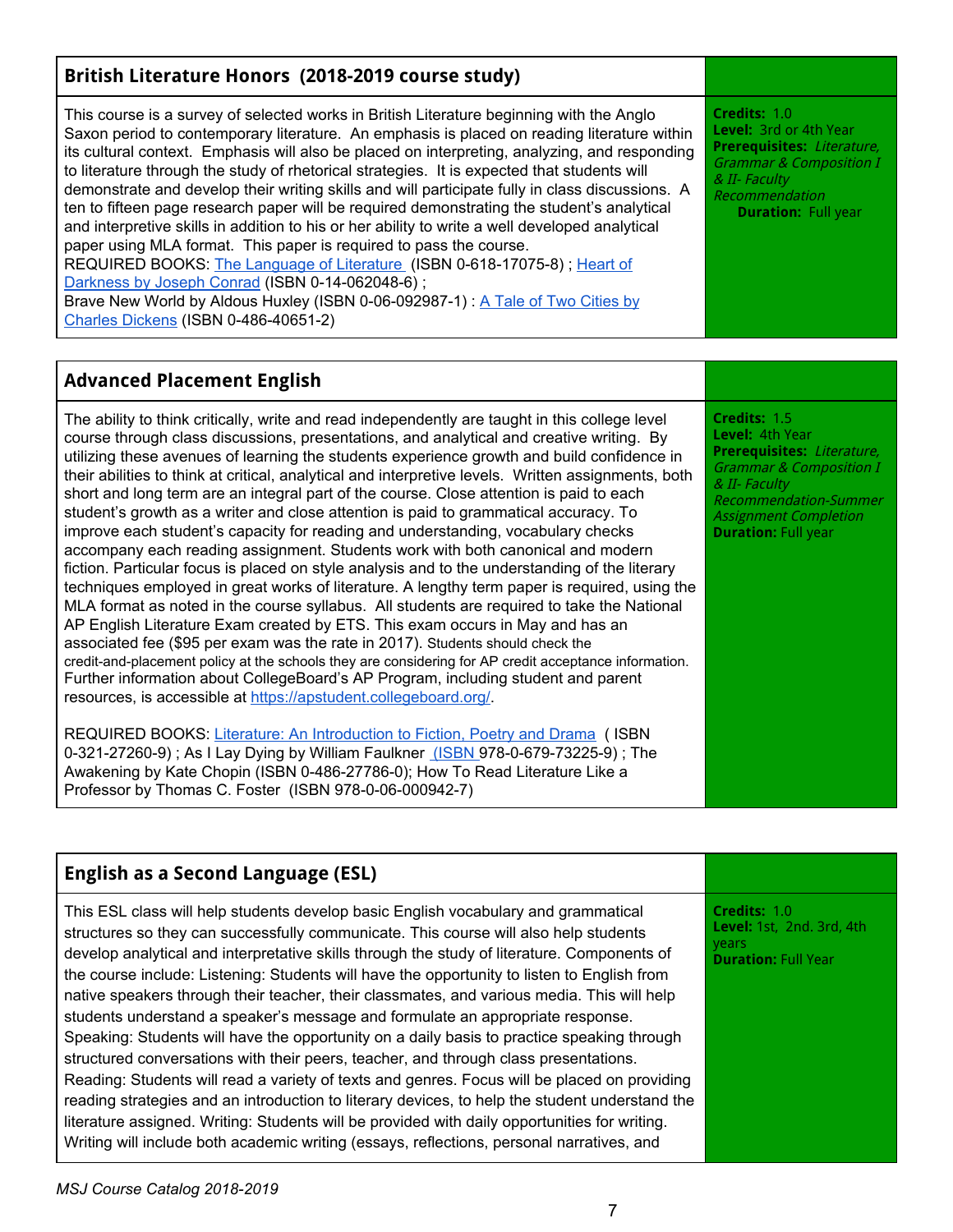## British Literature Honors (2018-2019 course study)

This course is a survey of selected works in British Literature beginning with the Anglo Saxon period to contemporary literature. An emphasis is placed on reading literature within its cultural context. Emphasis will also be placed on interpreting, analyzing, and responding to literature through the study of rhetorical strategies. It is expected that students will demonstrate and develop their writing skills and will participate fully in class discussions. A ten to fifteen page research paper will be required demonstrating the student's analytical and interpretive skills in addition to his or her ability to write a well developed analytical paper using MLA format. This paper is required to pass the course.

REQUIRED BOOKS: The Language of Literature (ISBN 0-618-17075-8) ; Heart of Darkness by Joseph Conrad (ISBN 0-14-062048-6) ;
Brave New World by Aldous Huxley (ISBN 0-06-092987-1) : A Tale of Two Cities by Charles Dickens (ISBN 0-486-40651-2)

**Credits:** 1.0
**Level:** 3rd or 4th Year
**Prerequisites:** *Literature, Grammar & Composition I & II- Faculty Recommendation*
**Duration:** Full year

## Advanced Placement English

The ability to think critically, write and read independently are taught in this college level course through class discussions, presentations, and analytical and creative writing. By utilizing these avenues of learning the students experience growth and build confidence in their abilities to think at critical, analytical and interpretive levels. Written assignments, both short and long term are an integral part of the course. Close attention is paid to each student's growth as a writer and close attention is paid to grammatical accuracy. To improve each student's capacity for reading and understanding, vocabulary checks accompany each reading assignment. Students work with both canonical and modern fiction. Particular focus is placed on style analysis and to the understanding of the literary techniques employed in great works of literature. A lengthy term paper is required, using the MLA format as noted in the course syllabus. All students are required to take the National AP English Literature Exam created by ETS. This exam occurs in May and has an associated fee ($95 per exam was the rate in 2017). Students should check the credit-and-placement policy at the schools they are considering for AP credit acceptance information. Further information about CollegeBoard's AP Program, including student and parent resources, is accessible at https://apstudent.collegeboard.org/.

REQUIRED BOOKS: Literature: An Introduction to Fiction, Poetry and Drama ( ISBN 0-321-27260-9) ; As I Lay Dying by William Faulkner (ISBN 978-0-679-73225-9) ; The Awakening by Kate Chopin (ISBN 0-486-27786-0); How To Read Literature Like a Professor by Thomas C. Foster (ISBN 978-0-06-000942-7)

**Credits:** 1.5
**Level:** 4th Year
**Prerequisites:** *Literature, Grammar & Composition I & II- Faculty Recommendation-Summer Assignment Completion*
**Duration:** Full year

## English as a Second Language (ESL)

This ESL class will help students develop basic English vocabulary and grammatical structures so they can successfully communicate. This course will also help students develop analytical and interpretative skills through the study of literature. Components of the course include: Listening: Students will have the opportunity to listen to English from native speakers through their teacher, their classmates, and various media. This will help students understand a speaker's message and formulate an appropriate response. Speaking: Students will have the opportunity on a daily basis to practice speaking through structured conversations with their peers, teacher, and through class presentations. Reading: Students will read a variety of texts and genres. Focus will be placed on providing reading strategies and an introduction to literary devices, to help the student understand the literature assigned. Writing: Students will be provided with daily opportunities for writing. Writing will include both academic writing (essays, reflections, personal narratives, and

**Credits:** 1.0
**Level:** 1st, 2nd. 3rd, 4th years
**Duration:** Full Year

*MSJ Course Catalog 2018-2019*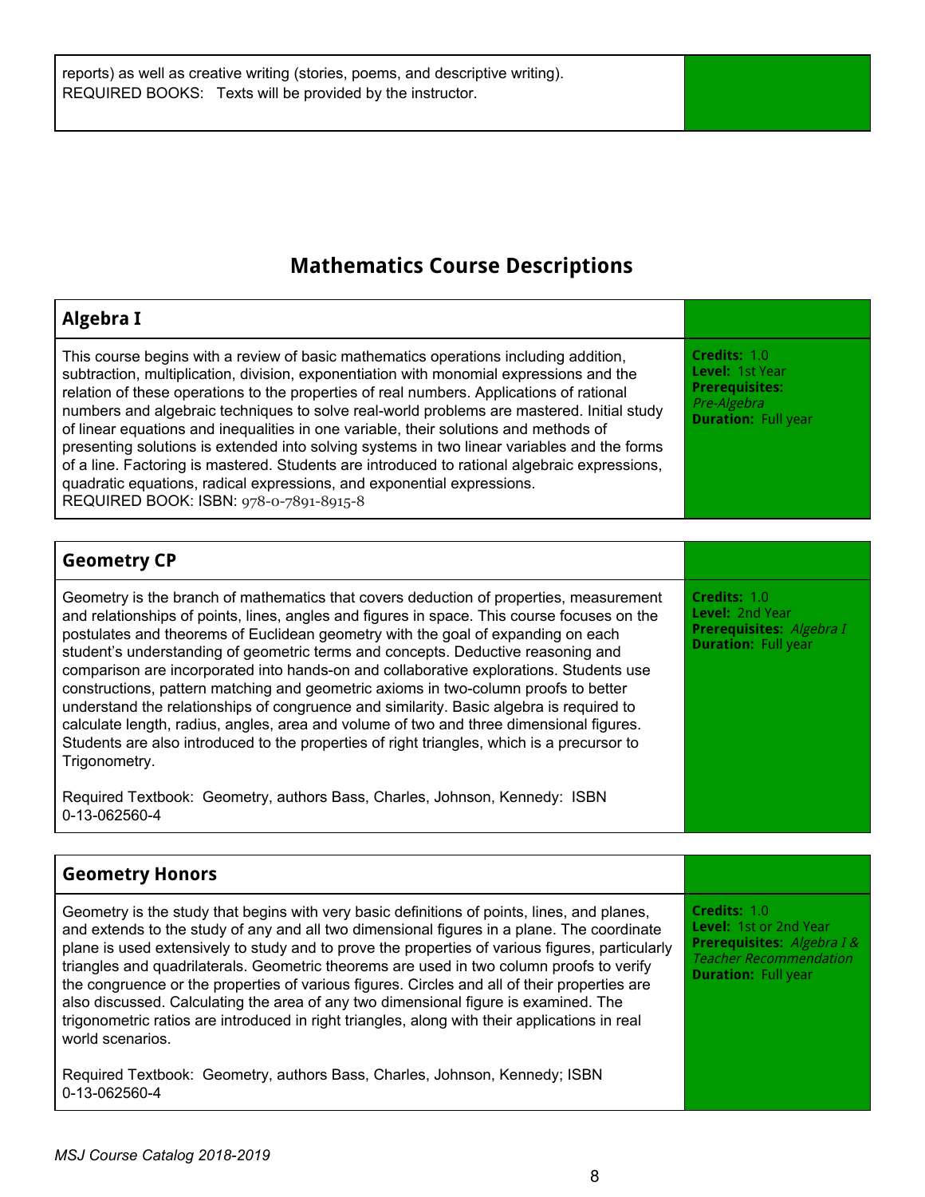reports) as well as creative writing (stories, poems, and descriptive writing).
REQUIRED BOOKS: Texts will be provided by the instructor.

## Mathematics Course Descriptions

### Algebra I

This course begins with a review of basic mathematics operations including addition, subtraction, multiplication, division, exponentiation with monomial expressions and the relation of these operations to the properties of real numbers. Applications of rational numbers and algebraic techniques to solve real-world problems are mastered. Initial study of linear equations and inequalities in one variable, their solutions and methods of presenting solutions is extended into solving systems in two linear variables and the forms of a line. Factoring is mastered. Students are introduced to rational algebraic expressions, quadratic equations, radical expressions, and exponential expressions.
REQUIRED BOOK: ISBN: 978-0-7891-8915-8

**Credits:** 1.0
**Level:** 1st Year
**Prerequisites:** *Pre-Algebra*
**Duration:** Full year

### Geometry CP

Geometry is the branch of mathematics that covers deduction of properties, measurement and relationships of points, lines, angles and figures in space. This course focuses on the postulates and theorems of Euclidean geometry with the goal of expanding on each student's understanding of geometric terms and concepts. Deductive reasoning and comparison are incorporated into hands-on and collaborative explorations. Students use constructions, pattern matching and geometric axioms in two-column proofs to better understand the relationships of congruence and similarity. Basic algebra is required to calculate length, radius, angles, area and volume of two and three dimensional figures. Students are also introduced to the properties of right triangles, which is a precursor to Trigonometry.

Required Textbook: Geometry, authors Bass, Charles, Johnson, Kennedy: ISBN 0-13-062560-4

**Credits:** 1.0
**Level:** 2nd Year
**Prerequisites:** *Algebra I*
**Duration:** Full year

### Geometry Honors

Geometry is the study that begins with very basic definitions of points, lines, and planes, and extends to the study of any and all two dimensional figures in a plane. The coordinate plane is used extensively to study and to prove the properties of various figures, particularly triangles and quadrilaterals. Geometric theorems are used in two column proofs to verify the congruence or the properties of various figures. Circles and all of their properties are also discussed. Calculating the area of any two dimensional figure is examined. The trigonometric ratios are introduced in right triangles, along with their applications in real world scenarios.

Required Textbook: Geometry, authors Bass, Charles, Johnson, Kennedy; ISBN 0-13-062560-4

**Credits:** 1.0
**Level:** 1st or 2nd Year
**Prerequisites:** *Algebra I & Teacher Recommendation*
**Duration:** Full year

*MSJ Course Catalog 2018-2019*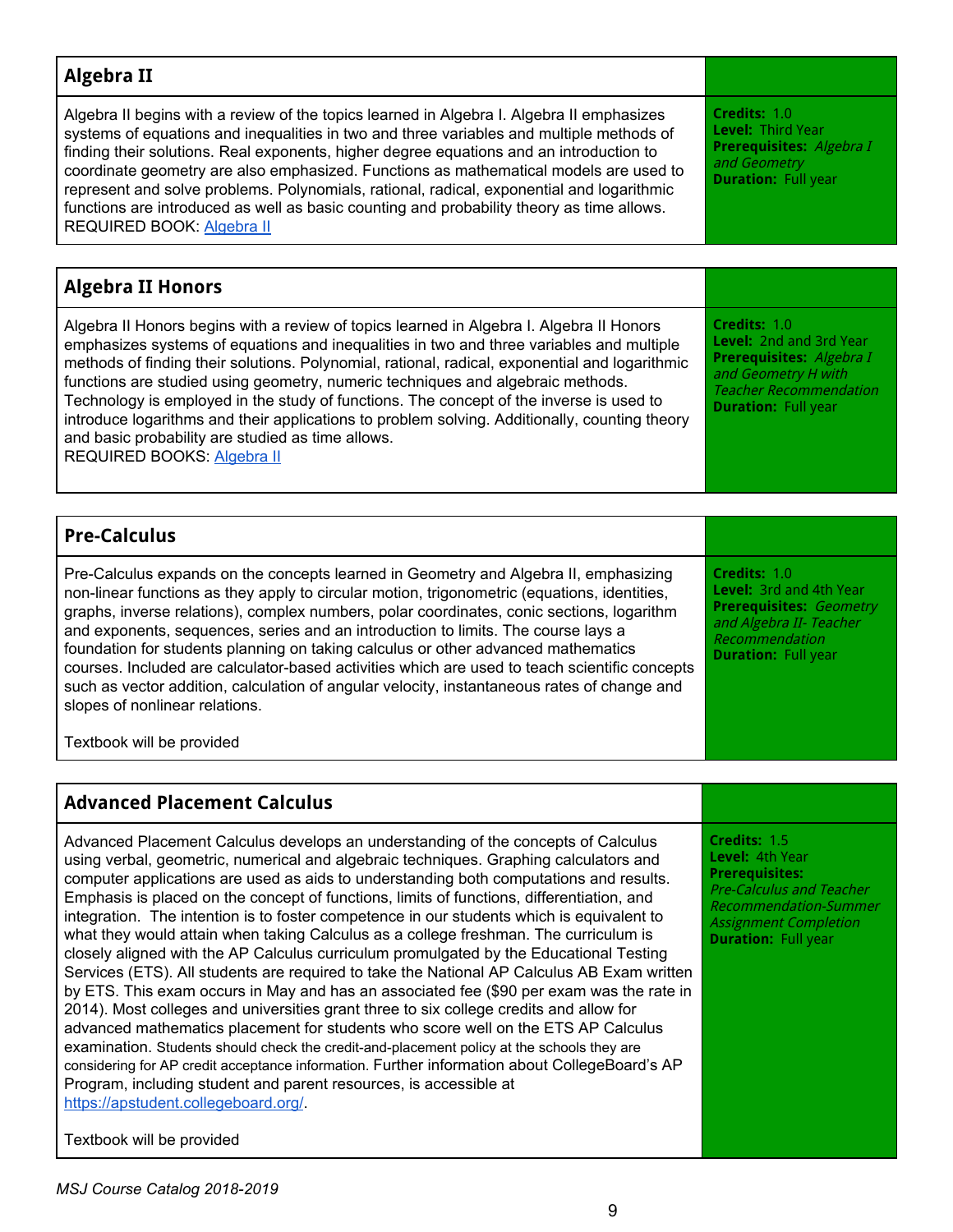## Algebra II

Algebra II begins with a review of the topics learned in Algebra I. Algebra II emphasizes systems of equations and inequalities in two and three variables and multiple methods of finding their solutions. Real exponents, higher degree equations and an introduction to coordinate geometry are also emphasized. Functions as mathematical models are used to represent and solve problems. Polynomials, rational, radical, exponential and logarithmic functions are introduced as well as basic counting and probability theory as time allows.
REQUIRED BOOK: [Algebra II]

**Credits:** 1.0
**Level:** Third Year
**Prerequisites:** *Algebra I and Geometry*
**Duration:** Full year

## Algebra II Honors

Algebra II Honors begins with a review of topics learned in Algebra I. Algebra II Honors emphasizes systems of equations and inequalities in two and three variables and multiple methods of finding their solutions. Polynomial, rational, radical, exponential and logarithmic functions are studied using geometry, numeric techniques and algebraic methods. Technology is employed in the study of functions. The concept of the inverse is used to introduce logarithms and their applications to problem solving. Additionally, counting theory and basic probability are studied as time allows.
REQUIRED BOOKS: [Algebra II]

**Credits:** 1.0
**Level:** 2nd and 3rd Year
**Prerequisites:** *Algebra I and Geometry H with Teacher Recommendation*
**Duration:** Full year

## Pre-Calculus

Pre-Calculus expands on the concepts learned in Geometry and Algebra II, emphasizing non-linear functions as they apply to circular motion, trigonometric (equations, identities, graphs, inverse relations), complex numbers, polar coordinates, conic sections, logarithm and exponents, sequences, series and an introduction to limits. The course lays a foundation for students planning on taking calculus or other advanced mathematics courses. Included are calculator-based activities which are used to teach scientific concepts such as vector addition, calculation of angular velocity, instantaneous rates of change and slopes of nonlinear relations.

Textbook will be provided

**Credits:** 1.0
**Level:** 3rd and 4th Year
**Prerequisites:** *Geometry and Algebra II- Teacher Recommendation*
**Duration:** Full year

## Advanced Placement Calculus

Advanced Placement Calculus develops an understanding of the concepts of Calculus using verbal, geometric, numerical and algebraic techniques. Graphing calculators and computer applications are used as aids to understanding both computations and results. Emphasis is placed on the concept of functions, limits of functions, differentiation, and integration. The intention is to foster competence in our students which is equivalent to what they would attain when taking Calculus as a college freshman. The curriculum is closely aligned with the AP Calculus curriculum promulgated by the Educational Testing Services (ETS). All students are required to take the National AP Calculus AB Exam written by ETS. This exam occurs in May and has an associated fee ($90 per exam was the rate in 2014). Most colleges and universities grant three to six college credits and allow for advanced mathematics placement for students who score well on the ETS AP Calculus examination. Students should check the credit-and-placement policy at the schools they are considering for AP credit acceptance information. Further information about CollegeBoard's AP Program, including student and parent resources, is accessible at https://apstudent.collegeboard.org/.

Textbook will be provided

**Credits:** 1.5
**Level:** 4th Year
**Prerequisites:** *Pre-Calculus and Teacher Recommendation-Summer Assignment Completion*
**Duration:** Full year

*MSJ Course Catalog 2018-2019*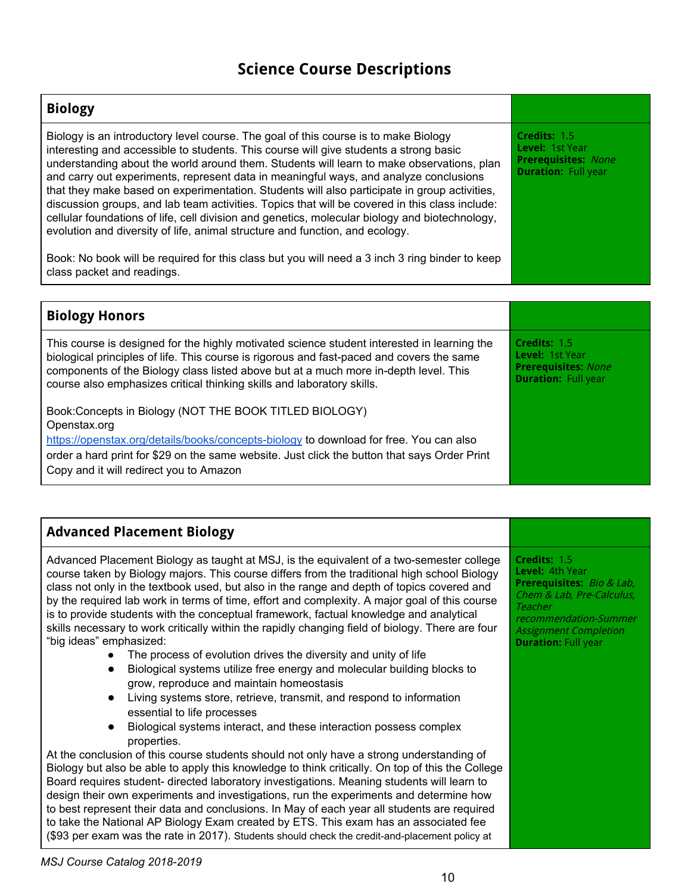# Science Course Descriptions

## Biology

Biology is an introductory level course. The goal of this course is to make Biology interesting and accessible to students. This course will give students a strong basic understanding about the world around them. Students will learn to make observations, plan and carry out experiments, represent data in meaningful ways, and analyze conclusions that they make based on experimentation. Students will also participate in group activities, discussion groups, and lab team activities. Topics that will be covered in this class include: cellular foundations of life, cell division and genetics, molecular biology and biotechnology, evolution and diversity of life, animal structure and function, and ecology.

Book: No book will be required for this class but you will need a 3 inch 3 ring binder to keep class packet and readings.

**Credits:** 1.5
**Level:** 1st Year
**Prerequisites:** *None*
**Duration:** Full year

## Biology Honors

This course is designed for the highly motivated science student interested in learning the biological principles of life. This course is rigorous and fast-paced and covers the same components of the Biology class listed above but at a much more in-depth level. This course also emphasizes critical thinking skills and laboratory skills.

Book:Concepts in Biology (NOT THE BOOK TITLED BIOLOGY)
Openstax.org
https://openstax.org/details/books/concepts-biology to download for free. You can also order a hard print for $29 on the same website. Just click the button that says Order Print Copy and it will redirect you to Amazon

**Credits:** 1.5
**Level:** 1st Year
**Prerequisites:** *None*
**Duration:** Full year

## Advanced Placement Biology

Advanced Placement Biology as taught at MSJ, is the equivalent of a two-semester college course taken by Biology majors. This course differs from the traditional high school Biology class not only in the textbook used, but also in the range and depth of topics covered and by the required lab work in terms of time, effort and complexity. A major goal of this course is to provide students with the conceptual framework, factual knowledge and analytical skills necessary to work critically within the rapidly changing field of biology. There are four "big ideas" emphasized:

- The process of evolution drives the diversity and unity of life
- Biological systems utilize free energy and molecular building blocks to grow, reproduce and maintain homeostasis
- Living systems store, retrieve, transmit, and respond to information essential to life processes
- Biological systems interact, and these interaction possess complex properties.

At the conclusion of this course students should not only have a strong understanding of Biology but also be able to apply this knowledge to think critically. On top of this the College Board requires student- directed laboratory investigations. Meaning students will learn to design their own experiments and investigations, run the experiments and determine how to best represent their data and conclusions. In May of each year all students are required to take the National AP Biology Exam created by ETS. This exam has an associated fee ($93 per exam was the rate in 2017). Students should check the credit-and-placement policy at

**Credits:** 1.5
**Level:** 4th Year
**Prerequisites:** *Bio & Lab, Chem & Lab, Pre-Calculus, Teacher recommendation-Summer Assignment Completion*
**Duration:** Full year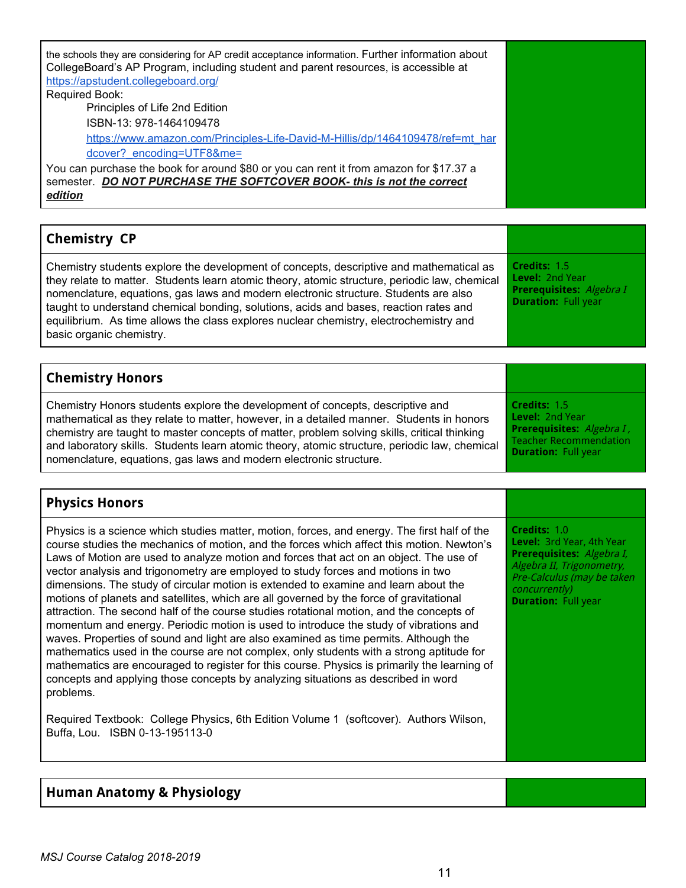the schools they are considering for AP credit acceptance information. Further information about CollegeBoard's AP Program, including student and parent resources, is accessible at https://apstudent.collegeboard.org/

Required Book:

Principles of Life 2nd Edition

ISBN-13: 978-1464109478

https://www.amazon.com/Principles-Life-David-M-Hillis/dp/1464109478/ref=mt_hardcover?_encoding=UTF8&me=

You can purchase the book for around $80 or you can rent it from amazon for $17.37 a semester. ***DO NOT PURCHASE THE SOFTCOVER BOOK- this is not the correct edition***

## Chemistry CP

Chemistry students explore the development of concepts, descriptive and mathematical as they relate to matter. Students learn atomic theory, atomic structure, periodic law, chemical nomenclature, equations, gas laws and modern electronic structure. Students are also taught to understand chemical bonding, solutions, acids and bases, reaction rates and equilibrium. As time allows the class explores nuclear chemistry, electrochemistry and basic organic chemistry.

**Credits:** 1.5
**Level:** 2nd Year
**Prerequisites:** *Algebra I*
**Duration:** Full year

## Chemistry Honors

Chemistry Honors students explore the development of concepts, descriptive and mathematical as they relate to matter, however, in a detailed manner. Students in honors chemistry are taught to master concepts of matter, problem solving skills, critical thinking and laboratory skills. Students learn atomic theory, atomic structure, periodic law, chemical nomenclature, equations, gas laws and modern electronic structure.

**Credits:** 1.5
**Level:** 2nd Year
**Prerequisites:** *Algebra I*, Teacher Recommendation
**Duration:** Full year

## Physics Honors

Physics is a science which studies matter, motion, forces, and energy. The first half of the course studies the mechanics of motion, and the forces which affect this motion. Newton's Laws of Motion are used to analyze motion and forces that act on an object. The use of vector analysis and trigonometry are employed to study forces and motions in two dimensions. The study of circular motion is extended to examine and learn about the motions of planets and satellites, which are all governed by the force of gravitational attraction. The second half of the course studies rotational motion, and the concepts of momentum and energy. Periodic motion is used to introduce the study of vibrations and waves. Properties of sound and light are also examined as time permits. Although the mathematics used in the course are not complex, only students with a strong aptitude for mathematics are encouraged to register for this course. Physics is primarily the learning of concepts and applying those concepts by analyzing situations as described in word problems.

Required Textbook: College Physics, 6th Edition Volume 1 (softcover). Authors Wilson, Buffa, Lou. ISBN 0-13-195113-0

**Credits:** 1.0
**Level:** 3rd Year, 4th Year
**Prerequisites:** *Algebra I, Algebra II, Trigonometry, Pre-Calculus (may be taken concurrently)*
**Duration:** Full year

## Human Anatomy & Physiology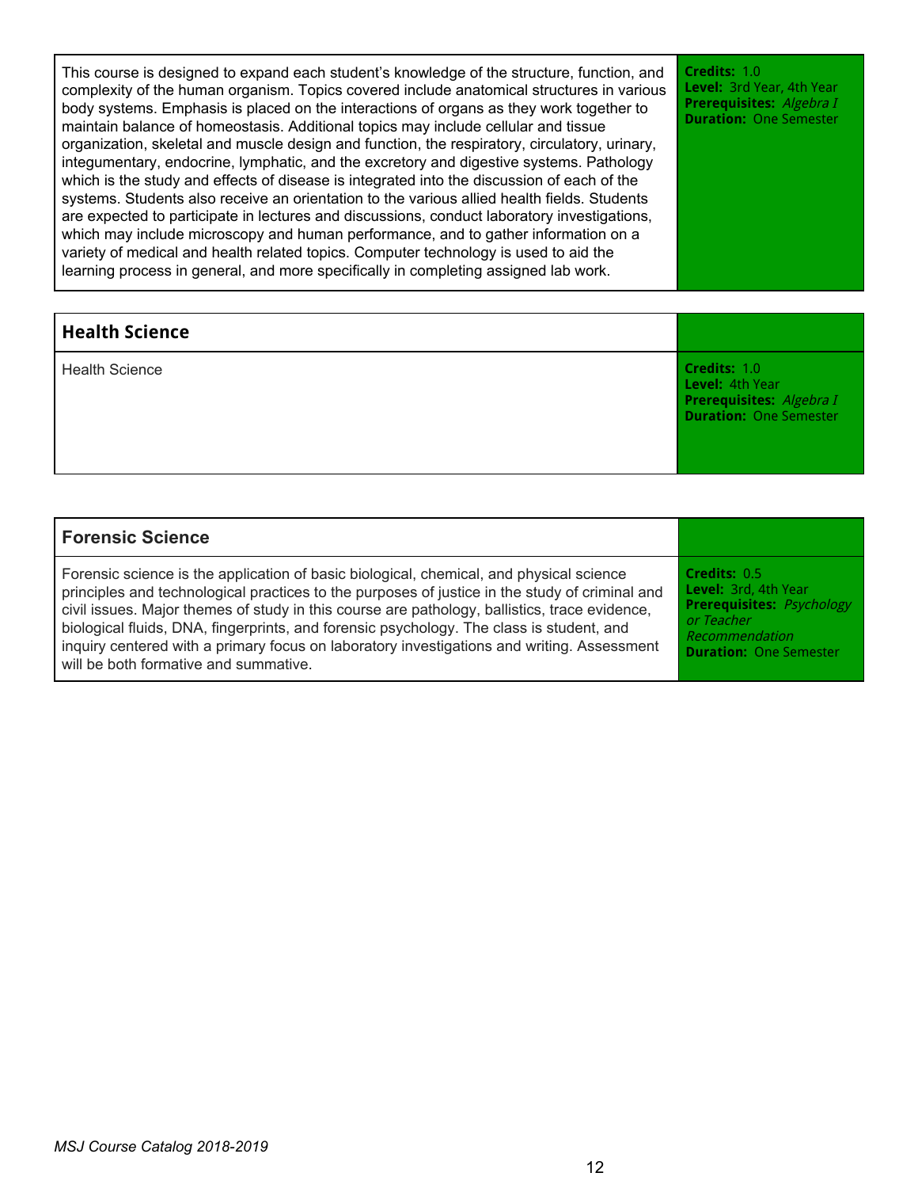This course is designed to expand each student's knowledge of the structure, function, and complexity of the human organism. Topics covered include anatomical structures in various body systems. Emphasis is placed on the interactions of organs as they work together to maintain balance of homeostasis. Additional topics may include cellular and tissue organization, skeletal and muscle design and function, the respiratory, circulatory, urinary, integumentary, endocrine, lymphatic, and the excretory and digestive systems. Pathology which is the study and effects of disease is integrated into the discussion of each of the systems. Students also receive an orientation to the various allied health fields. Students are expected to participate in lectures and discussions, conduct laboratory investigations, which may include microscopy and human performance, and to gather information on a variety of medical and health related topics. Computer technology is used to aid the learning process in general, and more specifically in completing assigned lab work.

**Credits:** 1.0
**Level:** 3rd Year, 4th Year
**Prerequisites:** *Algebra I*
**Duration:** One Semester

## Health Science

Health Science

**Credits:** 1.0
**Level:** 4th Year
**Prerequisites:** *Algebra I*
**Duration:** One Semester

## Forensic Science

Forensic science is the application of basic biological, chemical, and physical science principles and technological practices to the purposes of justice in the study of criminal and civil issues. Major themes of study in this course are pathology, ballistics, trace evidence, biological fluids, DNA, fingerprints, and forensic psychology. The class is student, and inquiry centered with a primary focus on laboratory investigations and writing. Assessment will be both formative and summative.

**Credits:** 0.5
**Level:** 3rd, 4th Year
**Prerequisites:** *Psychology or Teacher Recommendation*
**Duration:** One Semester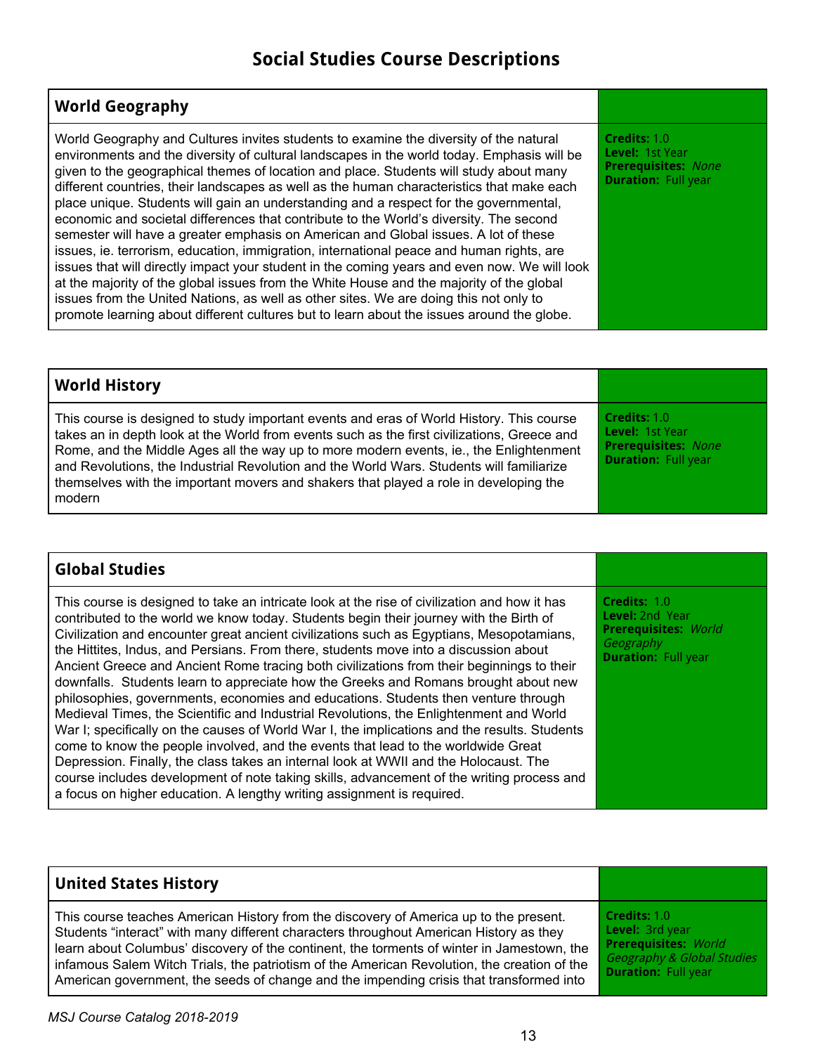# Social Studies Course Descriptions

## World Geography

World Geography and Cultures invites students to examine the diversity of the natural environments and the diversity of cultural landscapes in the world today. Emphasis will be given to the geographical themes of location and place. Students will study about many different countries, their landscapes as well as the human characteristics that make each place unique. Students will gain an understanding and a respect for the governmental, economic and societal differences that contribute to the World's diversity. The second semester will have a greater emphasis on American and Global issues. A lot of these issues, ie. terrorism, education, immigration, international peace and human rights, are issues that will directly impact your student in the coming years and even now. We will look at the majority of the global issues from the White House and the majority of the global issues from the United Nations, as well as other sites. We are doing this not only to promote learning about different cultures but to learn about the issues around the globe.

**Credits:** 1.0
**Level:** 1st Year
**Prerequisites:** *None*
**Duration:** Full year

## World History

This course is designed to study important events and eras of World History. This course takes an in depth look at the World from events such as the first civilizations, Greece and Rome, and the Middle Ages all the way up to more modern events, ie., the Enlightenment and Revolutions, the Industrial Revolution and the World Wars. Students will familiarize themselves with the important movers and shakers that played a role in developing the modern

**Credits:** 1.0
**Level:** 1st Year
**Prerequisites:** *None*
**Duration:** Full year

## Global Studies

This course is designed to take an intricate look at the rise of civilization and how it has contributed to the world we know today. Students begin their journey with the Birth of Civilization and encounter great ancient civilizations such as Egyptians, Mesopotamians, the Hittites, Indus, and Persians. From there, students move into a discussion about Ancient Greece and Ancient Rome tracing both civilizations from their beginnings to their downfalls. Students learn to appreciate how the Greeks and Romans brought about new philosophies, governments, economies and educations. Students then venture through Medieval Times, the Scientific and Industrial Revolutions, the Enlightenment and World War I; specifically on the causes of World War I, the implications and the results. Students come to know the people involved, and the events that lead to the worldwide Great Depression. Finally, the class takes an internal look at WWII and the Holocaust. The course includes development of note taking skills, advancement of the writing process and a focus on higher education. A lengthy writing assignment is required.

**Credits:** 1.0
**Level:** 2nd Year
**Prerequisites:** *World Geography*
**Duration:** Full year

## United States History

This course teaches American History from the discovery of America up to the present. Students "interact" with many different characters throughout American History as they learn about Columbus' discovery of the continent, the torments of winter in Jamestown, the infamous Salem Witch Trials, the patriotism of the American Revolution, the creation of the American government, the seeds of change and the impending crisis that transformed into

**Credits:** 1.0
**Level:** 3rd year
**Prerequisites:** *World Geography & Global Studies*
**Duration:** Full year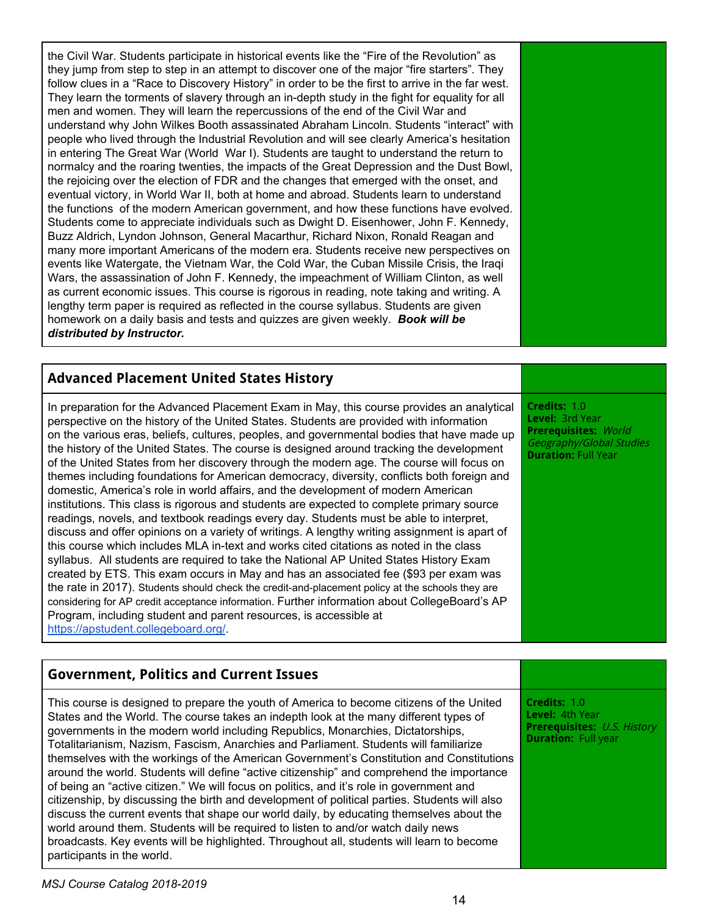the Civil War. Students participate in historical events like the "Fire of the Revolution" as they jump from step to step in an attempt to discover one of the major "fire starters". They follow clues in a "Race to Discovery History" in order to be the first to arrive in the far west. They learn the torments of slavery through an in-depth study in the fight for equality for all men and women. They will learn the repercussions of the end of the Civil War and understand why John Wilkes Booth assassinated Abraham Lincoln. Students "interact" with people who lived through the Industrial Revolution and will see clearly America's hesitation in entering The Great War (World War I). Students are taught to understand the return to normalcy and the roaring twenties, the impacts of the Great Depression and the Dust Bowl, the rejoicing over the election of FDR and the changes that emerged with the onset, and eventual victory, in World War II, both at home and abroad. Students learn to understand the functions of the modern American government, and how these functions have evolved. Students come to appreciate individuals such as Dwight D. Eisenhower, John F. Kennedy, Buzz Aldrich, Lyndon Johnson, General Macarthur, Richard Nixon, Ronald Reagan and many more important Americans of the modern era. Students receive new perspectives on events like Watergate, the Vietnam War, the Cold War, the Cuban Missile Crisis, the Iraqi Wars, the assassination of John F. Kennedy, the impeachment of William Clinton, as well as current economic issues. This course is rigorous in reading, note taking and writing. A lengthy term paper is required as reflected in the course syllabus. Students are given homework on a daily basis and tests and quizzes are given weekly. ***Book will be distributed by Instructor.***

## Advanced Placement United States History

**Credits:** 1.0
**Level:** 3rd Year
**Prerequisites:** *World Geography/Global Studies*
**Duration:** Full Year

In preparation for the Advanced Placement Exam in May, this course provides an analytical perspective on the history of the United States. Students are provided with information on the various eras, beliefs, cultures, peoples, and governmental bodies that have made up the history of the United States. The course is designed around tracking the development of the United States from her discovery through the modern age. The course will focus on themes including foundations for American democracy, diversity, conflicts both foreign and domestic, America's role in world affairs, and the development of modern American institutions. This class is rigorous and students are expected to complete primary source readings, novels, and textbook readings every day. Students must be able to interpret, discuss and offer opinions on a variety of writings. A lengthy writing assignment is apart of this course which includes MLA in-text and works cited citations as noted in the class syllabus. All students are required to take the National AP United States History Exam created by ETS. This exam occurs in May and has an associated fee ($93 per exam was the rate in 2017). Students should check the credit-and-placement policy at the schools they are considering for AP credit acceptance information. Further information about CollegeBoard's AP Program, including student and parent resources, is accessible at https://apstudent.collegeboard.org/.

## Government, Politics and Current Issues

**Credits:** 1.0
**Level:** 4th Year
**Prerequisites:** *U.S. History*
**Duration:** Full year

This course is designed to prepare the youth of America to become citizens of the United States and the World. The course takes an indepth look at the many different types of governments in the modern world including Republics, Monarchies, Dictatorships, Totalitarianism, Nazism, Fascism, Anarchies and Parliament. Students will familiarize themselves with the workings of the American Government's Constitution and Constitutions around the world. Students will define "active citizenship" and comprehend the importance of being an "active citizen." We will focus on politics, and it's role in government and citizenship, by discussing the birth and development of political parties. Students will also discuss the current events that shape our world daily, by educating themselves about the world around them. Students will be required to listen to and/or watch daily news broadcasts. Key events will be highlighted. Throughout all, students will learn to become participants in the world.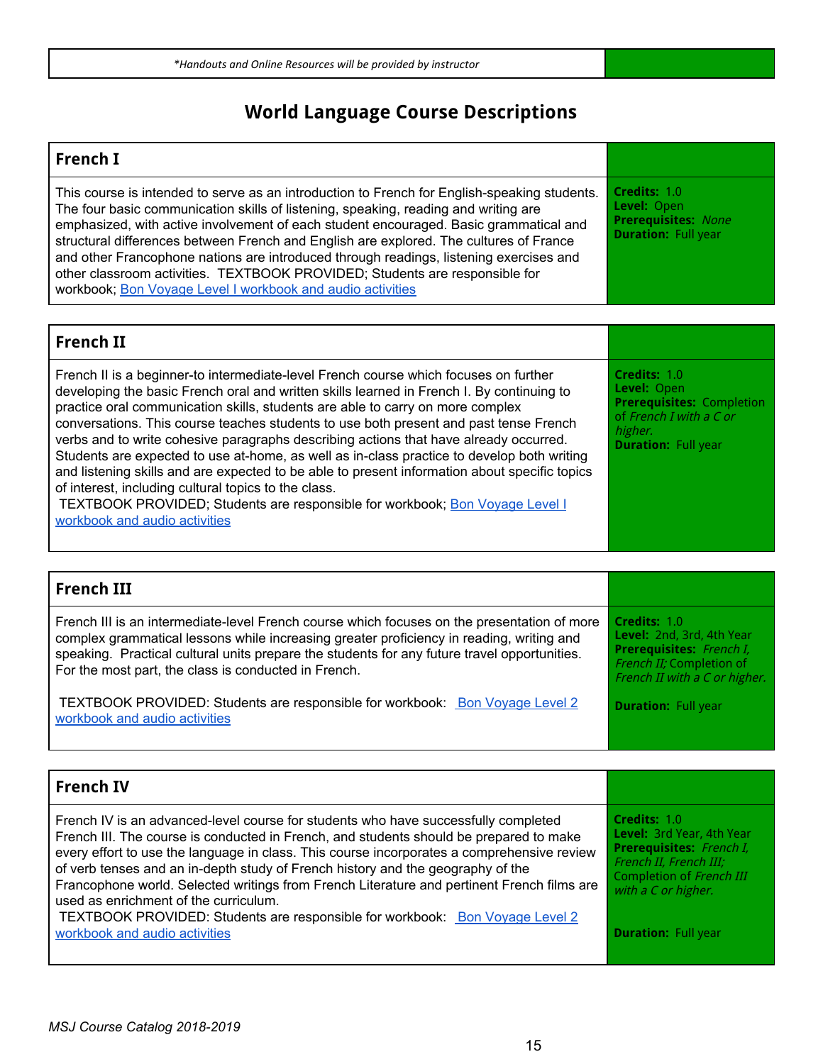*Handouts and Online Resources will be provided by instructor*

# World Language Course Descriptions

## French I

This course is intended to serve as an introduction to French for English-speaking students. The four basic communication skills of listening, speaking, reading and writing are emphasized, with active involvement of each student encouraged. Basic grammatical and structural differences between French and English are explored. The cultures of France and other Francophone nations are introduced through readings, listening exercises and other classroom activities. TEXTBOOK PROVIDED; Students are responsible for workbook; Bon Voyage Level I workbook and audio activities

**Credits:** 1.0
**Level:** Open
**Prerequisites:** *None*
**Duration:** Full year

## French II

French II is a beginner-to intermediate-level French course which focuses on further developing the basic French oral and written skills learned in French I. By continuing to practice oral communication skills, students are able to carry on more complex conversations. This course teaches students to use both present and past tense French verbs and to write cohesive paragraphs describing actions that have already occurred. Students are expected to use at-home, as well as in-class practice to develop both writing and listening skills and are expected to be able to present information about specific topics of interest, including cultural topics to the class.

TEXTBOOK PROVIDED; Students are responsible for workbook; Bon Voyage Level I workbook and audio activities

**Credits:** 1.0
**Level:** Open
**Prerequisites:** Completion of *French I with a C or higher.*
**Duration:** Full year

## French III

French III is an intermediate-level French course which focuses on the presentation of more complex grammatical lessons while increasing greater proficiency in reading, writing and speaking. Practical cultural units prepare the students for any future travel opportunities. For the most part, the class is conducted in French.

TEXTBOOK PROVIDED: Students are responsible for workbook: Bon Voyage Level 2 workbook and audio activities

**Credits:** 1.0
**Level:** 2nd, 3rd, 4th Year
**Prerequisites:** *French I, French II;* Completion of *French II with a C or higher.*
**Duration:** Full year

## French IV

French IV is an advanced-level course for students who have successfully completed French III. The course is conducted in French, and students should be prepared to make every effort to use the language in class. This course incorporates a comprehensive review of verb tenses and an in-depth study of French history and the geography of the Francophone world. Selected writings from French Literature and pertinent French films are used as enrichment of the curriculum.

TEXTBOOK PROVIDED: Students are responsible for workbook: Bon Voyage Level 2 workbook and audio activities

**Credits:** 1.0
**Level:** 3rd Year, 4th Year
**Prerequisites:** *French I, French II, French III;* Completion of *French III with a C or higher.*
**Duration:** Full year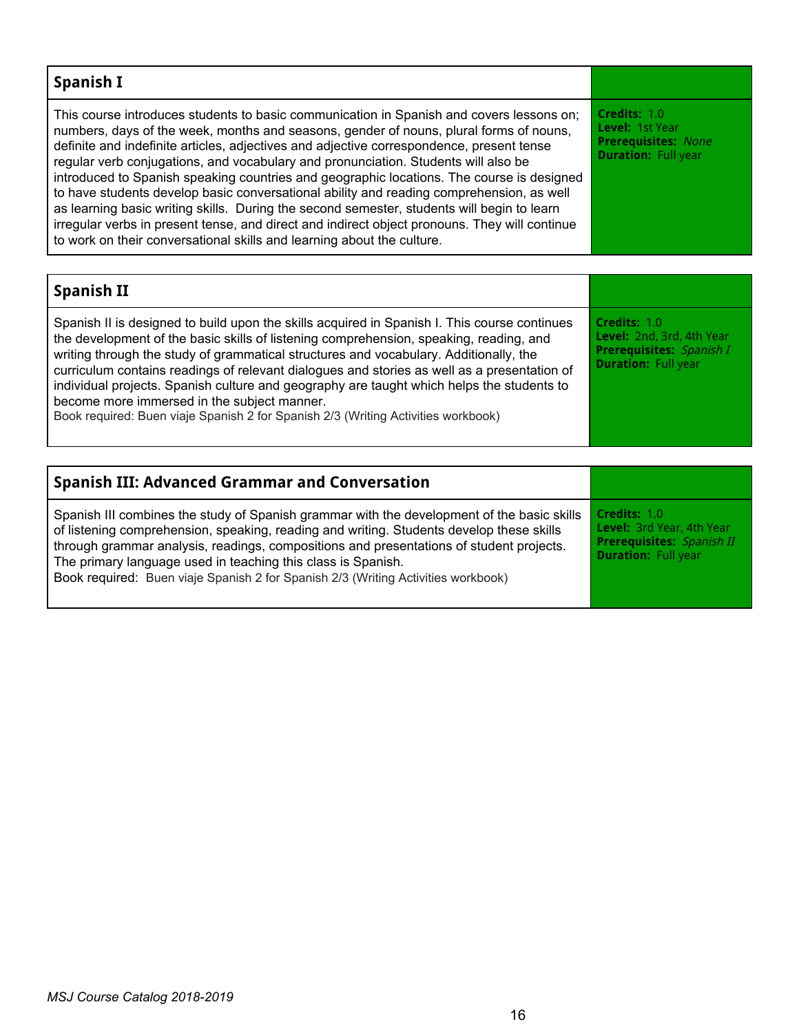## Spanish I

This course introduces students to basic communication in Spanish and covers lessons on; numbers, days of the week, months and seasons, gender of nouns, plural forms of nouns, definite and indefinite articles, adjectives and adjective correspondence, present tense regular verb conjugations, and vocabulary and pronunciation. Students will also be introduced to Spanish speaking countries and geographic locations. The course is designed to have students develop basic conversational ability and reading comprehension, as well as learning basic writing skills. During the second semester, students will begin to learn irregular verbs in present tense, and direct and indirect object pronouns. They will continue to work on their conversational skills and learning about the culture.

**Credits:** 1.0
**Level:** 1st Year
**Prerequisites:** *None*
**Duration:** Full year

## Spanish II

Spanish II is designed to build upon the skills acquired in Spanish I. This course continues the development of the basic skills of listening comprehension, speaking, reading, and writing through the study of grammatical structures and vocabulary. Additionally, the curriculum contains readings of relevant dialogues and stories as well as a presentation of individual projects. Spanish culture and geography are taught which helps the students to become more immersed in the subject manner.
Book required: Buen viaje Spanish 2 for Spanish 2/3 (Writing Activities workbook)

**Credits:** 1.0
**Level:** 2nd, 3rd, 4th Year
**Prerequisites:** *Spanish I*
**Duration:** Full year

## Spanish III: Advanced Grammar and Conversation

Spanish III combines the study of Spanish grammar with the development of the basic skills of listening comprehension, speaking, reading and writing. Students develop these skills through grammar analysis, readings, compositions and presentations of student projects. The primary language used in teaching this class is Spanish.
Book required: Buen viaje Spanish 2 for Spanish 2/3 (Writing Activities workbook)

**Credits:** 1.0
**Level:** 3rd Year, 4th Year
**Prerequisites:** *Spanish II*
**Duration:** Full year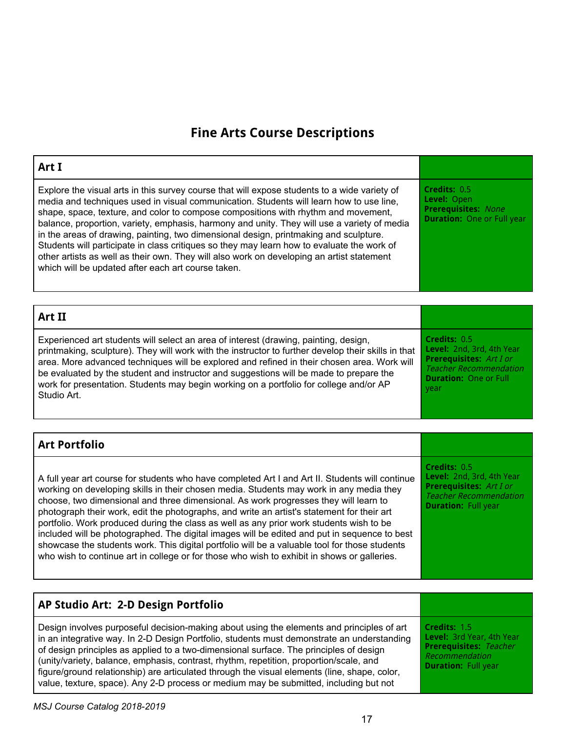# Fine Arts Course Descriptions

## Art I

Explore the visual arts in this survey course that will expose students to a wide variety of media and techniques used in visual communication. Students will learn how to use line, shape, space, texture, and color to compose compositions with rhythm and movement, balance, proportion, variety, emphasis, harmony and unity. They will use a variety of media in the areas of drawing, painting, two dimensional design, printmaking and sculpture. Students will participate in class critiques so they may learn how to evaluate the work of other artists as well as their own. They will also work on developing an artist statement which will be updated after each art course taken.

**Credits:** 0.5
**Level:** Open
**Prerequisites:** *None*
**Duration:** One or Full year

## Art II

Experienced art students will select an area of interest (drawing, painting, design, printmaking, sculpture). They will work with the instructor to further develop their skills in that area. More advanced techniques will be explored and refined in their chosen area. Work will be evaluated by the student and instructor and suggestions will be made to prepare the work for presentation. Students may begin working on a portfolio for college and/or AP Studio Art.

**Credits:** 0.5
**Level:** 2nd, 3rd, 4th Year
**Prerequisites:** *Art I or Teacher Recommendation*
**Duration:** One or Full year

## Art Portfolio

A full year art course for students who have completed Art I and Art II. Students will continue working on developing skills in their chosen media. Students may work in any media they choose, two dimensional and three dimensional. As work progresses they will learn to photograph their work, edit the photographs, and write an artist's statement for their art portfolio. Work produced during the class as well as any prior work students wish to be included will be photographed. The digital images will be edited and put in sequence to best showcase the students work. This digital portfolio will be a valuable tool for those students who wish to continue art in college or for those who wish to exhibit in shows or galleries.

**Credits:** 0.5
**Level:** 2nd, 3rd, 4th Year
**Prerequisites:** *Art I or Teacher Recommendation*
**Duration:** Full year

## AP Studio Art: 2-D Design Portfolio

Design involves purposeful decision-making about using the elements and principles of art in an integrative way. In 2-D Design Portfolio, students must demonstrate an understanding of design principles as applied to a two-dimensional surface. The principles of design (unity/variety, balance, emphasis, contrast, rhythm, repetition, proportion/scale, and figure/ground relationship) are articulated through the visual elements (line, shape, color, value, texture, space). Any 2-D process or medium may be submitted, including but not

**Credits:** 1.5
**Level:** 3rd Year, 4th Year
**Prerequisites:** *Teacher Recommendation*
**Duration:** Full year

*MSJ Course Catalog 2018-2019*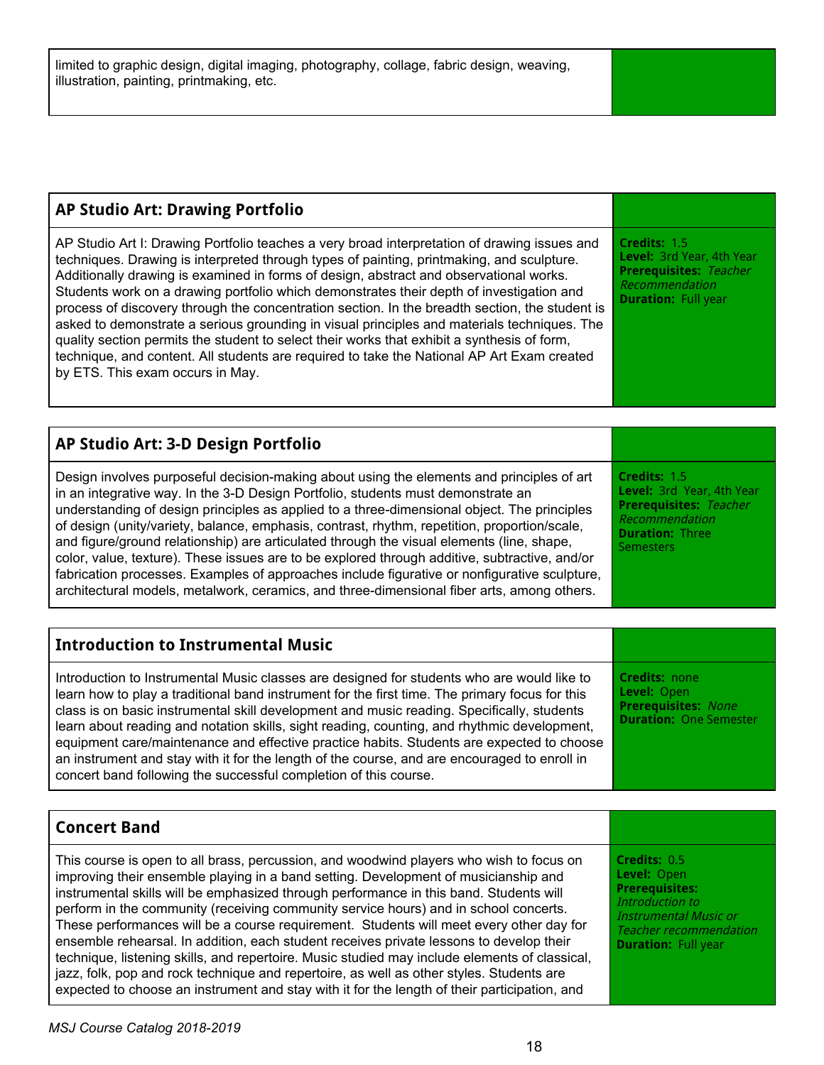limited to graphic design, digital imaging, photography, collage, fabric design, weaving, illustration, painting, printmaking, etc.

## AP Studio Art: Drawing Portfolio

AP Studio Art I: Drawing Portfolio teaches a very broad interpretation of drawing issues and techniques. Drawing is interpreted through types of painting, printmaking, and sculpture. Additionally drawing is examined in forms of design, abstract and observational works. Students work on a drawing portfolio which demonstrates their depth of investigation and process of discovery through the concentration section. In the breadth section, the student is asked to demonstrate a serious grounding in visual principles and materials techniques. The quality section permits the student to select their works that exhibit a synthesis of form, technique, and content. All students are required to take the National AP Art Exam created by ETS. This exam occurs in May.

**Credits:** 1.5
**Level:** 3rd Year, 4th Year
**Prerequisites:** *Teacher Recommendation*
**Duration:** Full year

## AP Studio Art: 3-D Design Portfolio

Design involves purposeful decision-making about using the elements and principles of art in an integrative way. In the 3-D Design Portfolio, students must demonstrate an understanding of design principles as applied to a three-dimensional object. The principles of design (unity/variety, balance, emphasis, contrast, rhythm, repetition, proportion/scale, and figure/ground relationship) are articulated through the visual elements (line, shape, color, value, texture). These issues are to be explored through additive, subtractive, and/or fabrication processes. Examples of approaches include figurative or nonfigurative sculpture, architectural models, metalwork, ceramics, and three-dimensional fiber arts, among others.

**Credits:** 1.5
**Level:** 3rd Year, 4th Year
**Prerequisites:** *Teacher Recommendation*
**Duration:** Three Semesters

## Introduction to Instrumental Music

Introduction to Instrumental Music classes are designed for students who are would like to learn how to play a traditional band instrument for the first time. The primary focus for this class is on basic instrumental skill development and music reading. Specifically, students learn about reading and notation skills, sight reading, counting, and rhythmic development, equipment care/maintenance and effective practice habits. Students are expected to choose an instrument and stay with it for the length of the course, and are encouraged to enroll in concert band following the successful completion of this course.

**Credits:** none
**Level:** Open
**Prerequisites:** *None*
**Duration:** One Semester

## Concert Band

This course is open to all brass, percussion, and woodwind players who wish to focus on improving their ensemble playing in a band setting. Development of musicianship and instrumental skills will be emphasized through performance in this band. Students will perform in the community (receiving community service hours) and in school concerts. These performances will be a course requirement. Students will meet every other day for ensemble rehearsal. In addition, each student receives private lessons to develop their technique, listening skills, and repertoire. Music studied may include elements of classical, jazz, folk, pop and rock technique and repertoire, as well as other styles. Students are expected to choose an instrument and stay with it for the length of their participation, and

**Credits:** 0.5
**Level:** Open
**Prerequisites:** *Introduction to Instrumental Music or Teacher recommendation*
**Duration:** Full year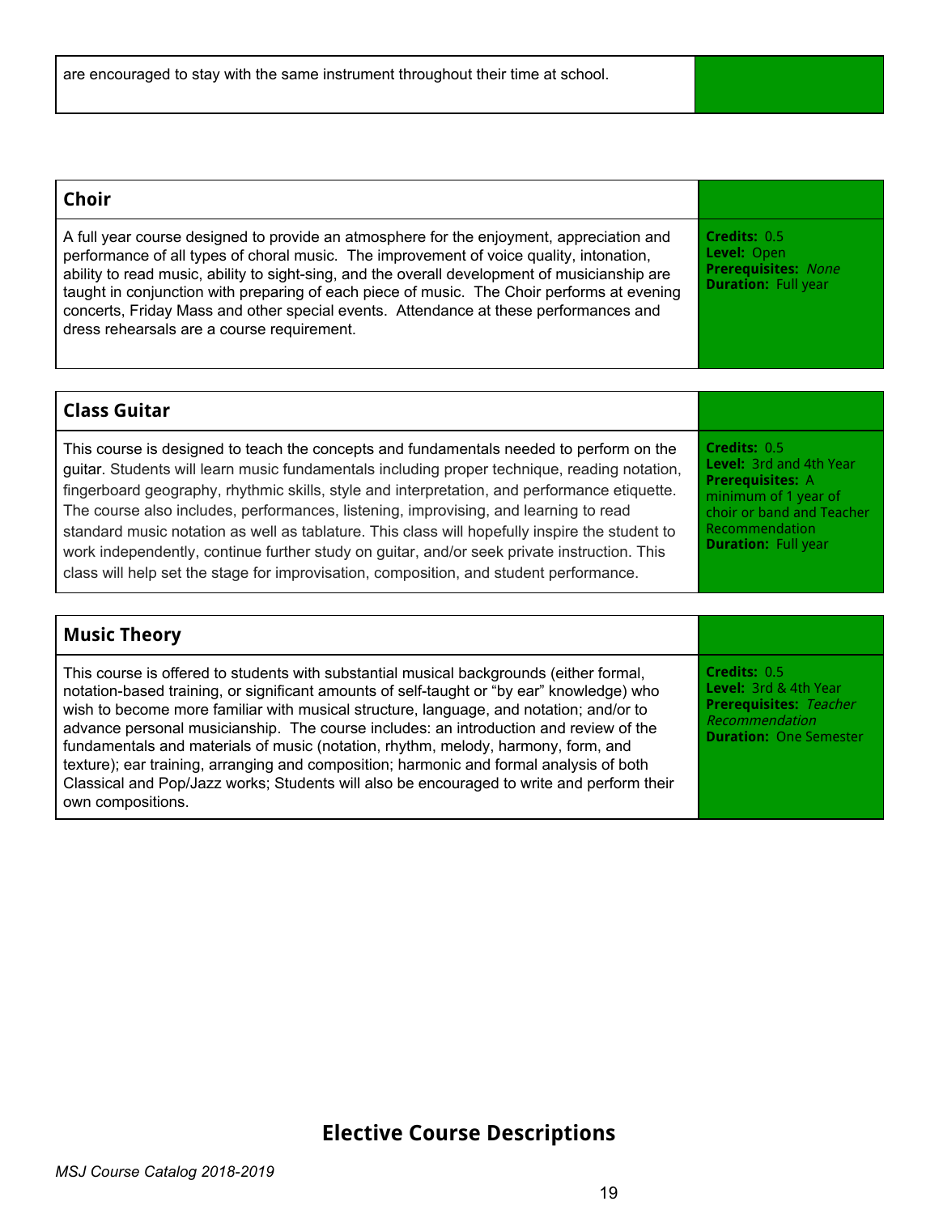are encouraged to stay with the same instrument throughout their time at school.

## Choir

A full year course designed to provide an atmosphere for the enjoyment, appreciation and performance of all types of choral music. The improvement of voice quality, intonation, ability to read music, ability to sight-sing, and the overall development of musicianship are taught in conjunction with preparing of each piece of music. The Choir performs at evening concerts, Friday Mass and other special events. Attendance at these performances and dress rehearsals are a course requirement.

**Credits:** 0.5
**Level:** Open
**Prerequisites:** *None*
**Duration:** Full year

## Class Guitar

This course is designed to teach the concepts and fundamentals needed to perform on the guitar. Students will learn music fundamentals including proper technique, reading notation, fingerboard geography, rhythmic skills, style and interpretation, and performance etiquette. The course also includes, performances, listening, improvising, and learning to read standard music notation as well as tablature. This class will hopefully inspire the student to work independently, continue further study on guitar, and/or seek private instruction. This class will help set the stage for improvisation, composition, and student performance.

**Credits:** 0.5
**Level:** 3rd and 4th Year
**Prerequisites:** A minimum of 1 year of choir or band and Teacher Recommendation
**Duration:** Full year

## Music Theory

This course is offered to students with substantial musical backgrounds (either formal, notation-based training, or significant amounts of self-taught or "by ear" knowledge) who wish to become more familiar with musical structure, language, and notation; and/or to advance personal musicianship. The course includes: an introduction and review of the fundamentals and materials of music (notation, rhythm, melody, harmony, form, and texture); ear training, arranging and composition; harmonic and formal analysis of both Classical and Pop/Jazz works; Students will also be encouraged to write and perform their own compositions.

**Credits:** 0.5
**Level:** 3rd & 4th Year
**Prerequisites:** *Teacher Recommendation*
**Duration:** One Semester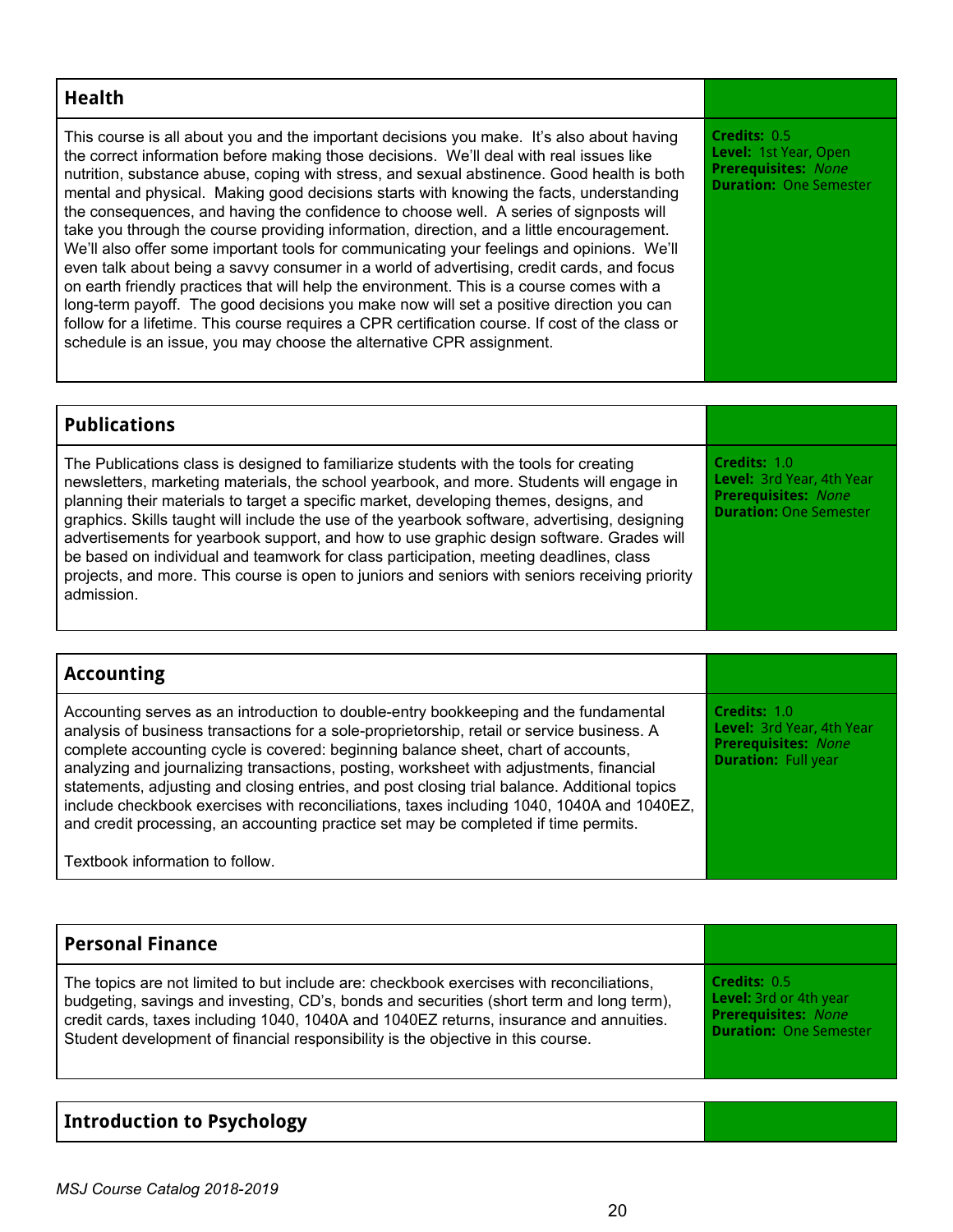## Health

This course is all about you and the important decisions you make. It's also about having the correct information before making those decisions. We'll deal with real issues like nutrition, substance abuse, coping with stress, and sexual abstinence. Good health is both mental and physical. Making good decisions starts with knowing the facts, understanding the consequences, and having the confidence to choose well. A series of signposts will take you through the course providing information, direction, and a little encouragement. We'll also offer some important tools for communicating your feelings and opinions. We'll even talk about being a savvy consumer in a world of advertising, credit cards, and focus on earth friendly practices that will help the environment. This is a course comes with a long-term payoff. The good decisions you make now will set a positive direction you can follow for a lifetime. This course requires a CPR certification course. If cost of the class or schedule is an issue, you may choose the alternative CPR assignment.

**Credits:** 0.5
**Level:** 1st Year, Open
**Prerequisites:** *None*
**Duration:** One Semester

## Publications

The Publications class is designed to familiarize students with the tools for creating newsletters, marketing materials, the school yearbook, and more. Students will engage in planning their materials to target a specific market, developing themes, designs, and graphics. Skills taught will include the use of the yearbook software, advertising, designing advertisements for yearbook support, and how to use graphic design software. Grades will be based on individual and teamwork for class participation, meeting deadlines, class projects, and more. This course is open to juniors and seniors with seniors receiving priority admission.

**Credits:** 1.0
**Level:** 3rd Year, 4th Year
**Prerequisites:** *None*
**Duration:** One Semester

## Accounting

Accounting serves as an introduction to double-entry bookkeeping and the fundamental analysis of business transactions for a sole-proprietorship, retail or service business. A complete accounting cycle is covered: beginning balance sheet, chart of accounts, analyzing and journalizing transactions, posting, worksheet with adjustments, financial statements, adjusting and closing entries, and post closing trial balance. Additional topics include checkbook exercises with reconciliations, taxes including 1040, 1040A and 1040EZ, and credit processing, an accounting practice set may be completed if time permits.

Textbook information to follow.

**Credits:** 1.0
**Level:** 3rd Year, 4th Year
**Prerequisites:** *None*
**Duration:** Full year

## Personal Finance

The topics are not limited to but include are: checkbook exercises with reconciliations, budgeting, savings and investing, CD's, bonds and securities (short term and long term), credit cards, taxes including 1040, 1040A and 1040EZ returns, insurance and annuities. Student development of financial responsibility is the objective in this course.

**Credits:** 0.5
**Level:** 3rd or 4th year
**Prerequisites:** *None*
**Duration:** One Semester

## Introduction to Psychology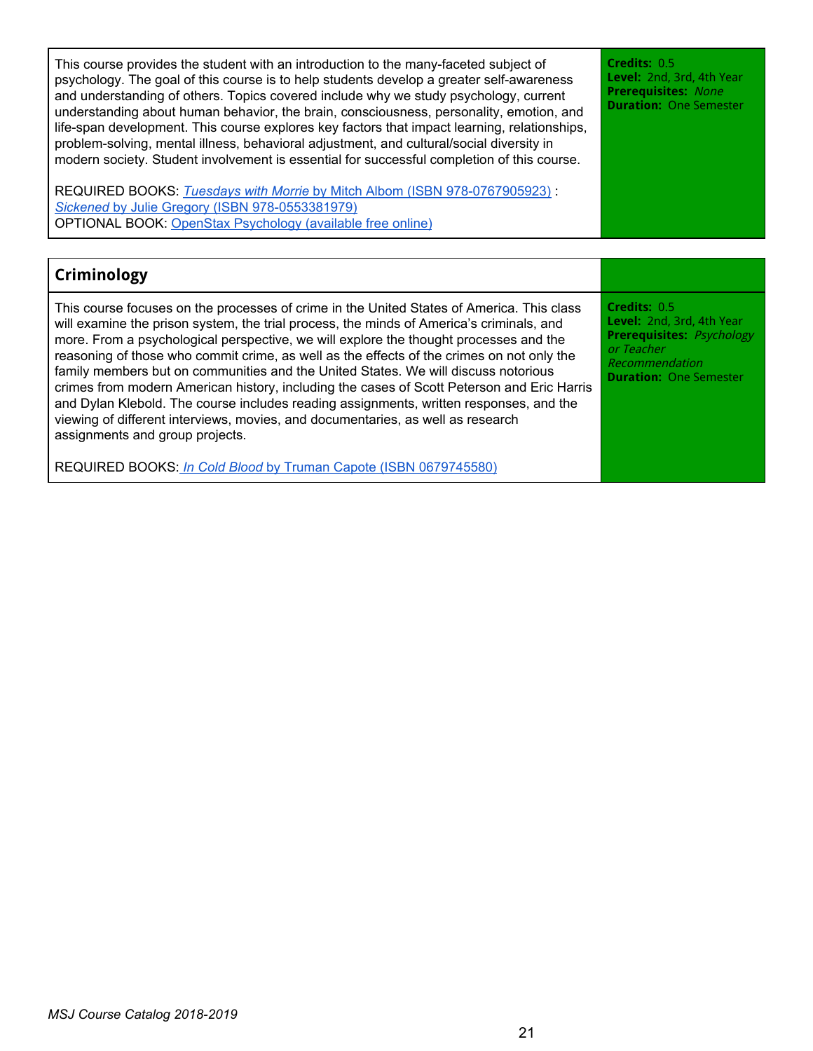This course provides the student with an introduction to the many-faceted subject of psychology. The goal of this course is to help students develop a greater self-awareness and understanding of others. Topics covered include why we study psychology, current understanding about human behavior, the brain, consciousness, personality, emotion, and life-span development. This course explores key factors that impact learning, relationships, problem-solving, mental illness, behavioral adjustment, and cultural/social diversity in modern society. Student involvement is essential for successful completion of this course.

REQUIRED BOOKS: *Tuesdays with Morrie* by Mitch Albom (ISBN 978-0767905923) : *Sickened* by Julie Gregory (ISBN 978-0553381979)
OPTIONAL BOOK: OpenStax Psychology (available free online)

**Credits:** 0.5
**Level:** 2nd, 3rd, 4th Year
**Prerequisites:** *None*
**Duration:** One Semester

## Criminology

This course focuses on the processes of crime in the United States of America. This class will examine the prison system, the trial process, the minds of America's criminals, and more. From a psychological perspective, we will explore the thought processes and the reasoning of those who commit crime, as well as the effects of the crimes on not only the family members but on communities and the United States. We will discuss notorious crimes from modern American history, including the cases of Scott Peterson and Eric Harris and Dylan Klebold. The course includes reading assignments, written responses, and the viewing of different interviews, movies, and documentaries, as well as research assignments and group projects.

REQUIRED BOOKS: *In Cold Blood* by Truman Capote (ISBN 0679745580)

**Credits:** 0.5
**Level:** 2nd, 3rd, 4th Year
**Prerequisites:** *Psychology or Teacher Recommendation*
**Duration:** One Semester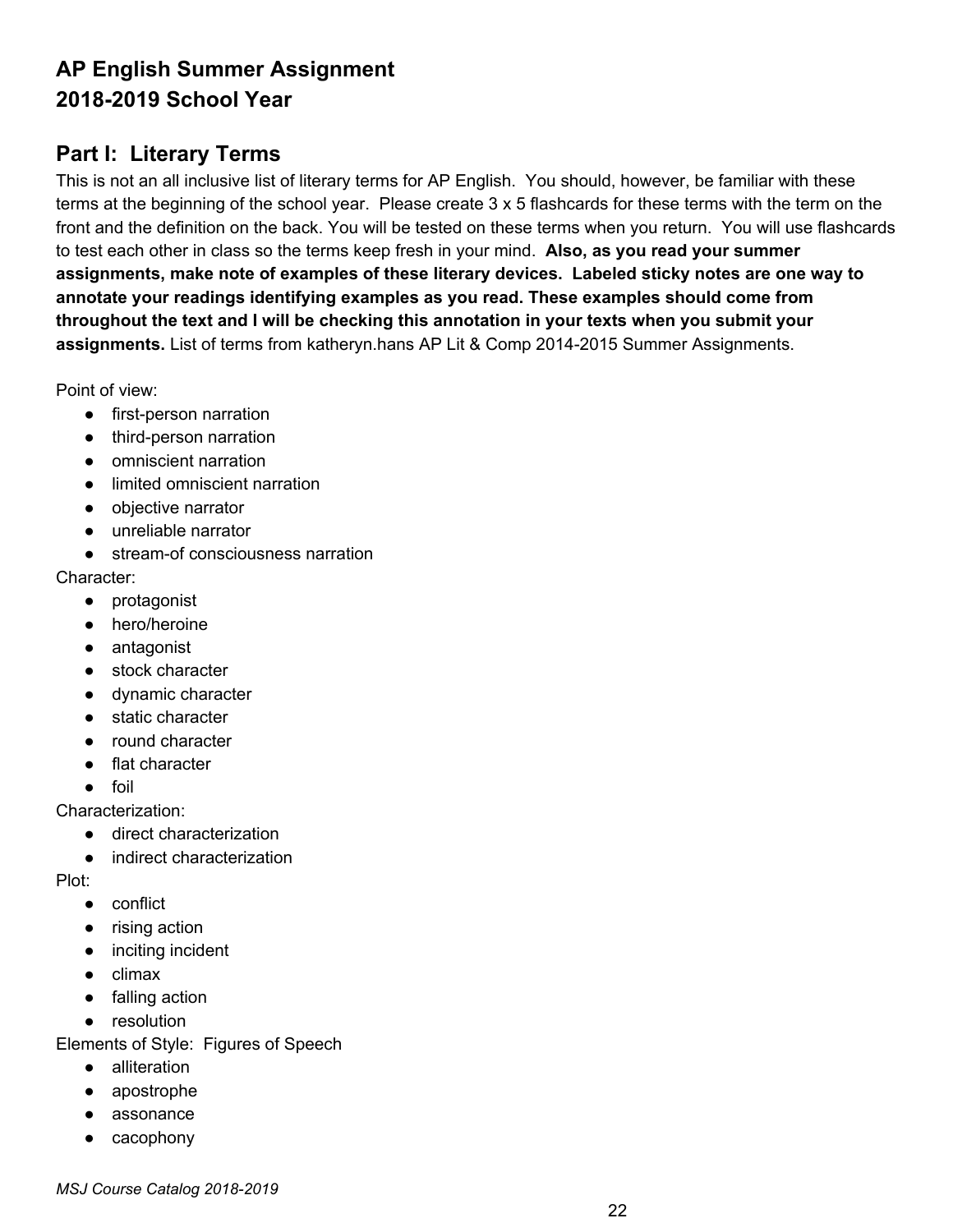## AP English Summer Assignment
## 2018-2019 School Year

### Part I: Literary Terms

This is not an all inclusive list of literary terms for AP English. You should, however, be familiar with these terms at the beginning of the school year. Please create 3 x 5 flashcards for these terms with the term on the front and the definition on the back. You will be tested on these terms when you return. You will use flashcards to test each other in class so the terms keep fresh in your mind. **Also, as you read your summer assignments, make note of examples of these literary devices. Labeled sticky notes are one way to annotate your readings identifying examples as you read. These examples should come from throughout the text and I will be checking this annotation in your texts when you submit your assignments.** List of terms from katheryn.hans AP Lit & Comp 2014-2015 Summer Assignments.

Point of view:

- first-person narration
- third-person narration
- omniscient narration
- limited omniscient narration
- objective narrator
- unreliable narrator
- stream-of consciousness narration

Character:

- protagonist
- hero/heroine
- antagonist
- stock character
- dynamic character
- static character
- round character
- flat character
- foil

Characterization:

- direct characterization
- indirect characterization

Plot:

- conflict
- rising action
- inciting incident
- climax
- falling action
- resolution

Elements of Style: Figures of Speech

- alliteration
- apostrophe
- assonance
- cacophony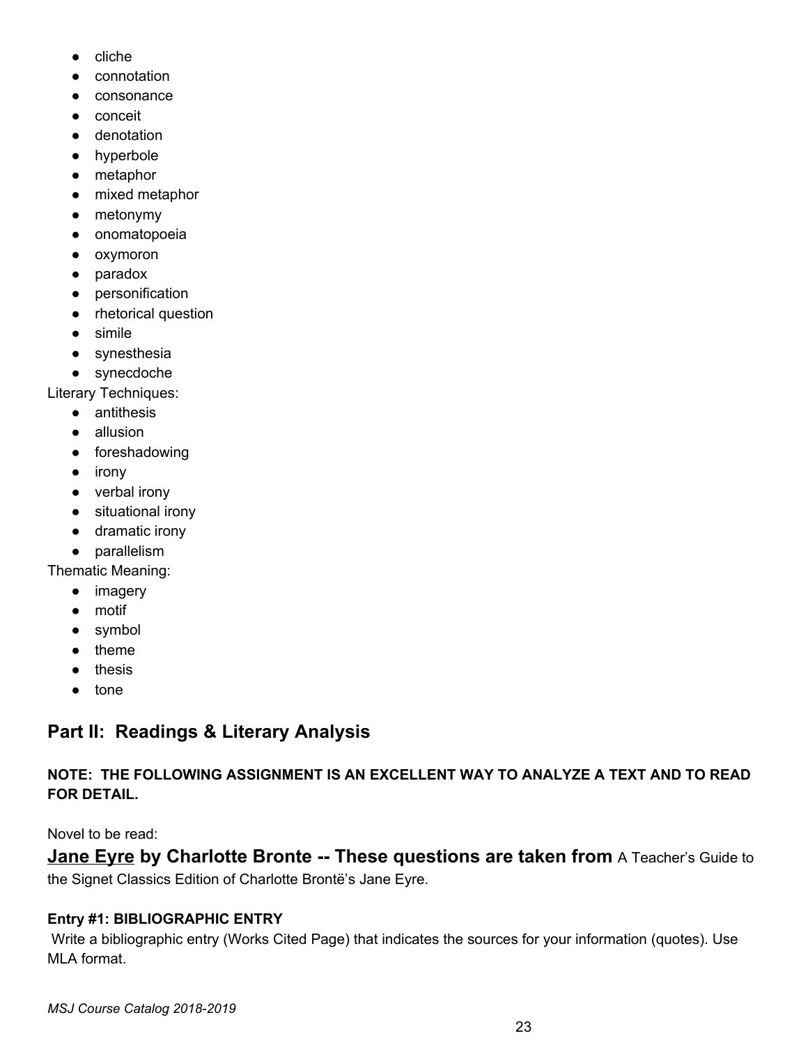- cliche
- connotation
- consonance
- conceit
- denotation
- hyperbole
- metaphor
- mixed metaphor
- metonymy
- onomatopoeia
- oxymoron
- paradox
- personification
- rhetorical question
- simile
- synesthesia
- synecdoche

Literary Techniques:

- antithesis
- allusion
- foreshadowing
- irony
- verbal irony
- situational irony
- dramatic irony
- parallelism

Thematic Meaning:

- imagery
- motif
- symbol
- theme
- thesis
- tone

## Part II: Readings & Literary Analysis

**NOTE: THE FOLLOWING ASSIGNMENT IS AN EXCELLENT WAY TO ANALYZE A TEXT AND TO READ FOR DETAIL.**

Novel to be read:

**<u>Jane Eyre</u> by Charlotte Bronte -- These questions are taken from** A Teacher's Guide to the Signet Classics Edition of Charlotte Brontë's Jane Eyre.

**Entry #1: BIBLIOGRAPHIC ENTRY**

Write a bibliographic entry (Works Cited Page) that indicates the sources for your information (quotes). Use MLA format.

*MSJ Course Catalog 2018-2019*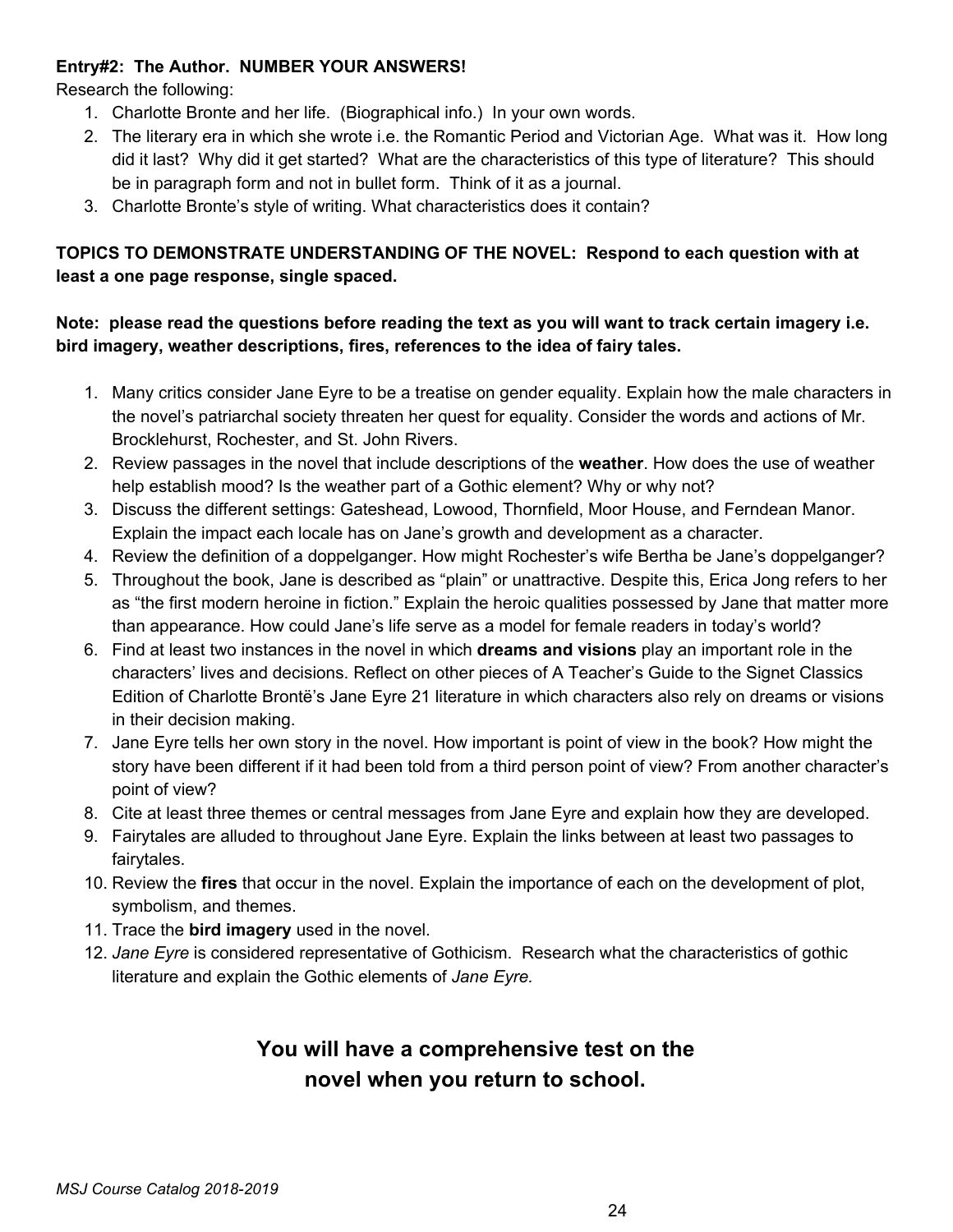**Entry#2: The Author. NUMBER YOUR ANSWERS!**

Research the following:

1. Charlotte Bronte and her life. (Biographical info.) In your own words.
2. The literary era in which she wrote i.e. the Romantic Period and Victorian Age. What was it. How long did it last? Why did it get started? What are the characteristics of this type of literature? This should be in paragraph form and not in bullet form. Think of it as a journal.
3. Charlotte Bronte's style of writing. What characteristics does it contain?

**TOPICS TO DEMONSTRATE UNDERSTANDING OF THE NOVEL: Respond to each question with at least a one page response, single spaced.**

**Note: please read the questions before reading the text as you will want to track certain imagery i.e. bird imagery, weather descriptions, fires, references to the idea of fairy tales.**

1. Many critics consider Jane Eyre to be a treatise on gender equality. Explain how the male characters in the novel's patriarchal society threaten her quest for equality. Consider the words and actions of Mr. Brocklehurst, Rochester, and St. John Rivers.
2. Review passages in the novel that include descriptions of the **weather**. How does the use of weather help establish mood? Is the weather part of a Gothic element? Why or why not?
3. Discuss the different settings: Gateshead, Lowood, Thornfield, Moor House, and Ferndean Manor. Explain the impact each locale has on Jane's growth and development as a character.
4. Review the definition of a doppelganger. How might Rochester's wife Bertha be Jane's doppelganger?
5. Throughout the book, Jane is described as "plain" or unattractive. Despite this, Erica Jong refers to her as "the first modern heroine in fiction." Explain the heroic qualities possessed by Jane that matter more than appearance. How could Jane's life serve as a model for female readers in today's world?
6. Find at least two instances in the novel in which **dreams and visions** play an important role in the characters' lives and decisions. Reflect on other pieces of A Teacher's Guide to the Signet Classics Edition of Charlotte Brontë's Jane Eyre 21 literature in which characters also rely on dreams or visions in their decision making.
7. Jane Eyre tells her own story in the novel. How important is point of view in the book? How might the story have been different if it had been told from a third person point of view? From another character's point of view?
8. Cite at least three themes or central messages from Jane Eyre and explain how they are developed.
9. Fairytales are alluded to throughout Jane Eyre. Explain the links between at least two passages to fairytales.
10. Review the **fires** that occur in the novel. Explain the importance of each on the development of plot, symbolism, and themes.
11. Trace the **bird imagery** used in the novel.
12. *Jane Eyre* is considered representative of Gothicism. Research what the characteristics of gothic literature and explain the Gothic elements of *Jane Eyre.*

## You will have a comprehensive test on the novel when you return to school.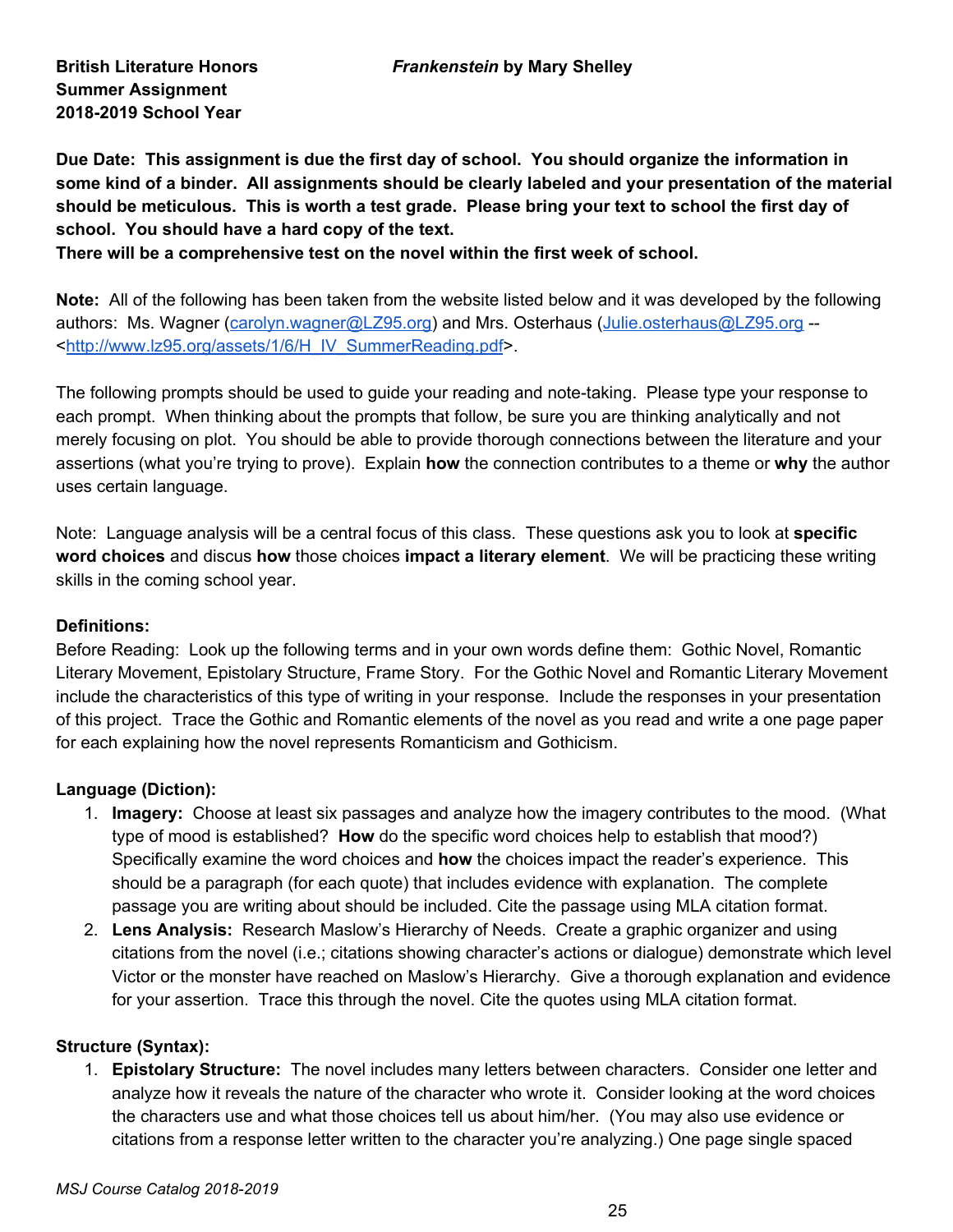**British Literature Honors**
**Summer Assignment**
**2018-2019 School Year**

***Frankenstein* by Mary Shelley**

**Due Date: This assignment is due the first day of school. You should organize the information in some kind of a binder. All assignments should be clearly labeled and your presentation of the material should be meticulous. This is worth a test grade. Please bring your text to school the first day of school. You should have a hard copy of the text.**
**There will be a comprehensive test on the novel within the first week of school.**

**Note:** All of the following has been taken from the website listed below and it was developed by the following authors: Ms. Wagner (carolyn.wagner@LZ95.org) and Mrs. Osterhaus (Julie.osterhaus@LZ95.org -- <http://www.lz95.org/assets/1/6/H_IV_SummerReading.pdf>.

The following prompts should be used to guide your reading and note-taking. Please type your response to each prompt. When thinking about the prompts that follow, be sure you are thinking analytically and not merely focusing on plot. You should be able to provide thorough connections between the literature and your assertions (what you're trying to prove). Explain **how** the connection contributes to a theme or **why** the author uses certain language.

Note: Language analysis will be a central focus of this class. These questions ask you to look at **specific word choices** and discus **how** those choices **impact a literary element**. We will be practicing these writing skills in the coming school year.

**Definitions:**
Before Reading: Look up the following terms and in your own words define them: Gothic Novel, Romantic Literary Movement, Epistolary Structure, Frame Story. For the Gothic Novel and Romantic Literary Movement include the characteristics of this type of writing in your response. Include the responses in your presentation of this project. Trace the Gothic and Romantic elements of the novel as you read and write a one page paper for each explaining how the novel represents Romanticism and Gothicism.

**Language (Diction):**

1. **Imagery:** Choose at least six passages and analyze how the imagery contributes to the mood. (What type of mood is established? **How** do the specific word choices help to establish that mood?) Specifically examine the word choices and **how** the choices impact the reader's experience. This should be a paragraph (for each quote) that includes evidence with explanation. The complete passage you are writing about should be included. Cite the passage using MLA citation format.
2. **Lens Analysis:** Research Maslow's Hierarchy of Needs. Create a graphic organizer and using citations from the novel (i.e.; citations showing character's actions or dialogue) demonstrate which level Victor or the monster have reached on Maslow's Hierarchy. Give a thorough explanation and evidence for your assertion. Trace this through the novel. Cite the quotes using MLA citation format.

**Structure (Syntax):**

1. **Epistolary Structure:** The novel includes many letters between characters. Consider one letter and analyze how it reveals the nature of the character who wrote it. Consider looking at the word choices the characters use and what those choices tell us about him/her. (You may also use evidence or citations from a response letter written to the character you're analyzing.) One page single spaced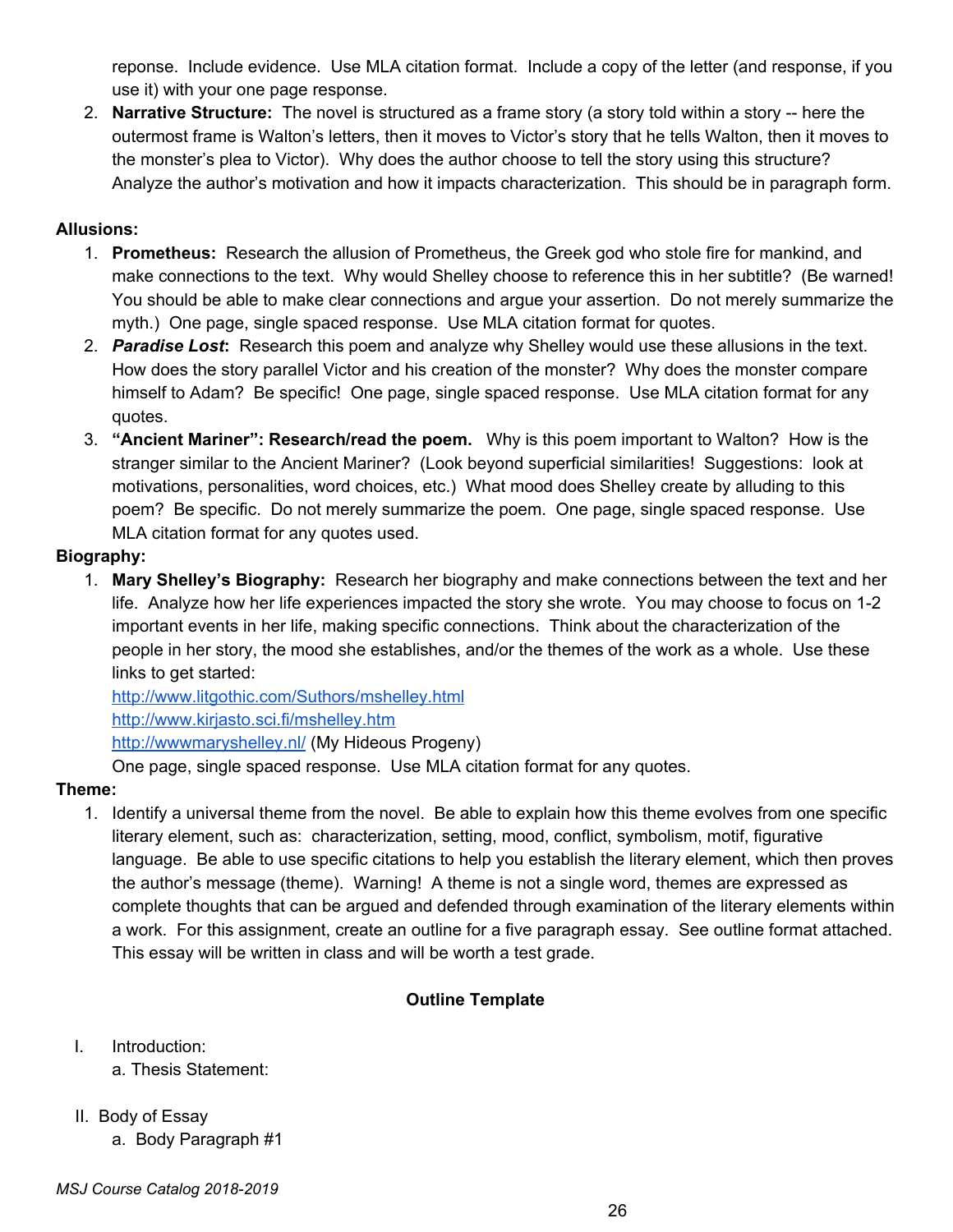reponse. Include evidence. Use MLA citation format. Include a copy of the letter (and response, if you use it) with your one page response.

2. **Narrative Structure:** The novel is structured as a frame story (a story told within a story -- here the outermost frame is Walton's letters, then it moves to Victor's story that he tells Walton, then it moves to the monster's plea to Victor). Why does the author choose to tell the story using this structure? Analyze the author's motivation and how it impacts characterization. This should be in paragraph form.

**Allusions:**

1. **Prometheus:** Research the allusion of Prometheus, the Greek god who stole fire for mankind, and make connections to the text. Why would Shelley choose to reference this in her subtitle? (Be warned! You should be able to make clear connections and argue your assertion. Do not merely summarize the myth.) One page, single spaced response. Use MLA citation format for quotes.
2. ***Paradise Lost*:** Research this poem and analyze why Shelley would use these allusions in the text. How does the story parallel Victor and his creation of the monster? Why does the monster compare himself to Adam? Be specific! One page, single spaced response. Use MLA citation format for any quotes.
3. **"Ancient Mariner": Research/read the poem.** Why is this poem important to Walton? How is the stranger similar to the Ancient Mariner? (Look beyond superficial similarities! Suggestions: look at motivations, personalities, word choices, etc.) What mood does Shelley create by alluding to this poem? Be specific. Do not merely summarize the poem. One page, single spaced response. Use MLA citation format for any quotes used.

**Biography:**

1. **Mary Shelley's Biography:** Research her biography and make connections between the text and her life. Analyze how her life experiences impacted the story she wrote. You may choose to focus on 1-2 important events in her life, making specific connections. Think about the characterization of the people in her story, the mood she establishes, and/or the themes of the work as a whole. Use these links to get started:
   http://www.litgothic.com/Suthors/mshelley.html
   http://www.kirjasto.sci.fi/mshelley.htm
   http://wwwmaryshelley.nl/ (My Hideous Progeny)
   One page, single spaced response. Use MLA citation format for any quotes.

**Theme:**

1. Identify a universal theme from the novel. Be able to explain how this theme evolves from one specific literary element, such as: characterization, setting, mood, conflict, symbolism, motif, figurative language. Be able to use specific citations to help you establish the literary element, which then proves the author's message (theme). Warning! A theme is not a single word, themes are expressed as complete thoughts that can be argued and defended through examination of the literary elements within a work. For this assignment, create an outline for a five paragraph essay. See outline format attached. This essay will be written in class and will be worth a test grade.

**Outline Template**

I. Introduction:
   a. Thesis Statement:

II. Body of Essay
   a. Body Paragraph #1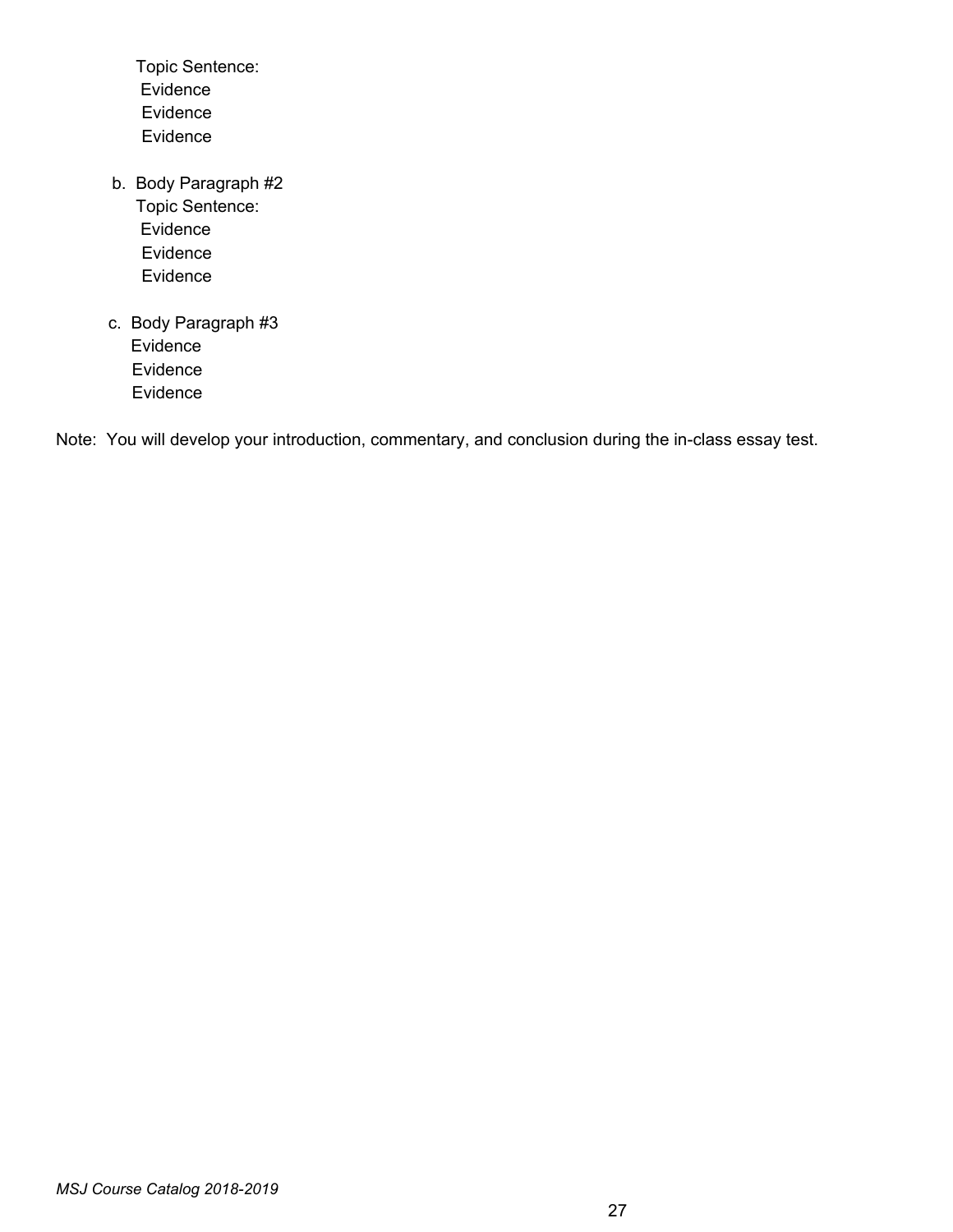Topic Sentence:
Evidence
Evidence
Evidence

b. Body Paragraph #2
   Topic Sentence:
   Evidence
   Evidence
   Evidence

c. Body Paragraph #3
   Evidence
   Evidence
   Evidence

Note: You will develop your introduction, commentary, and conclusion during the in-class essay test.